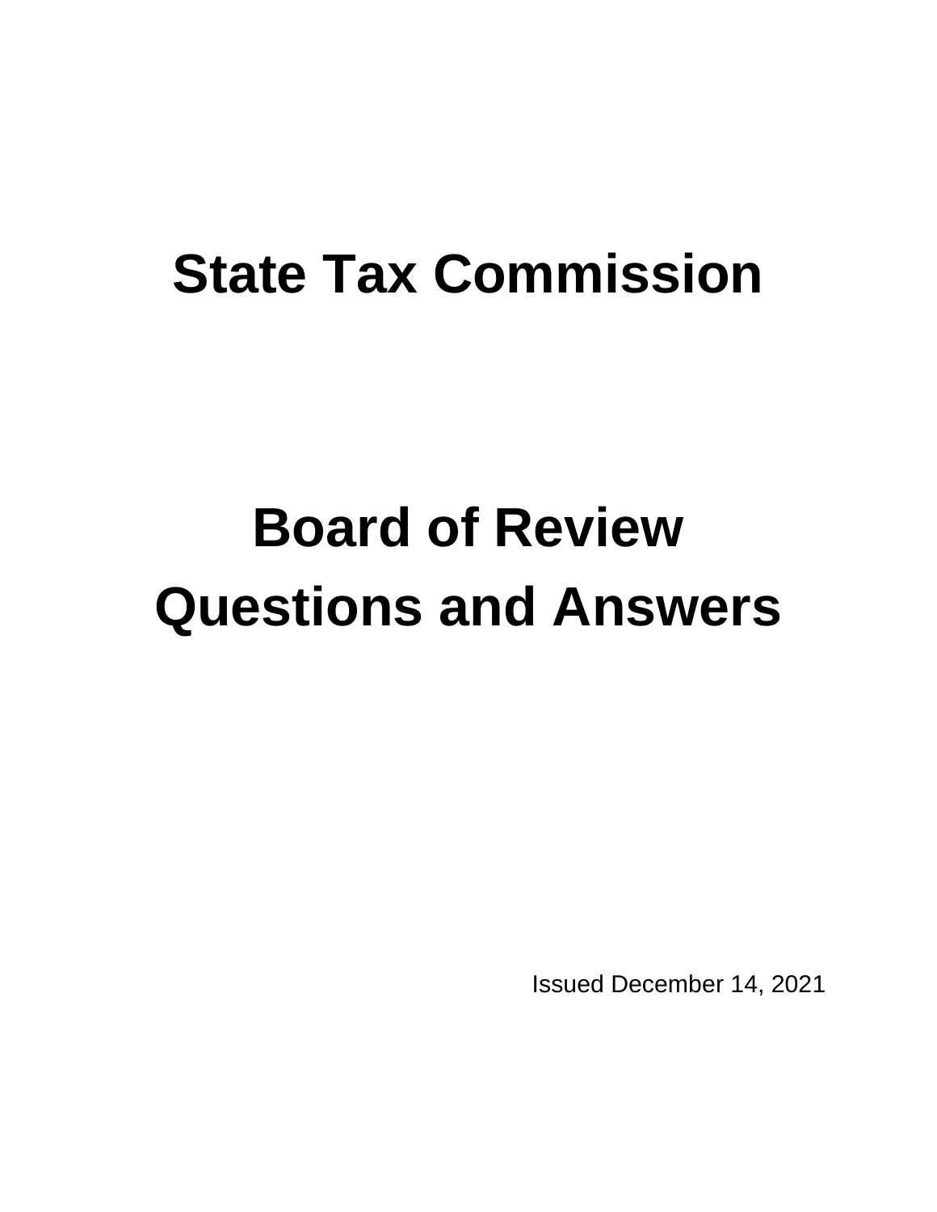# State Tax Commission

# Board of Review Questions and Answers

Issued December 14, 2021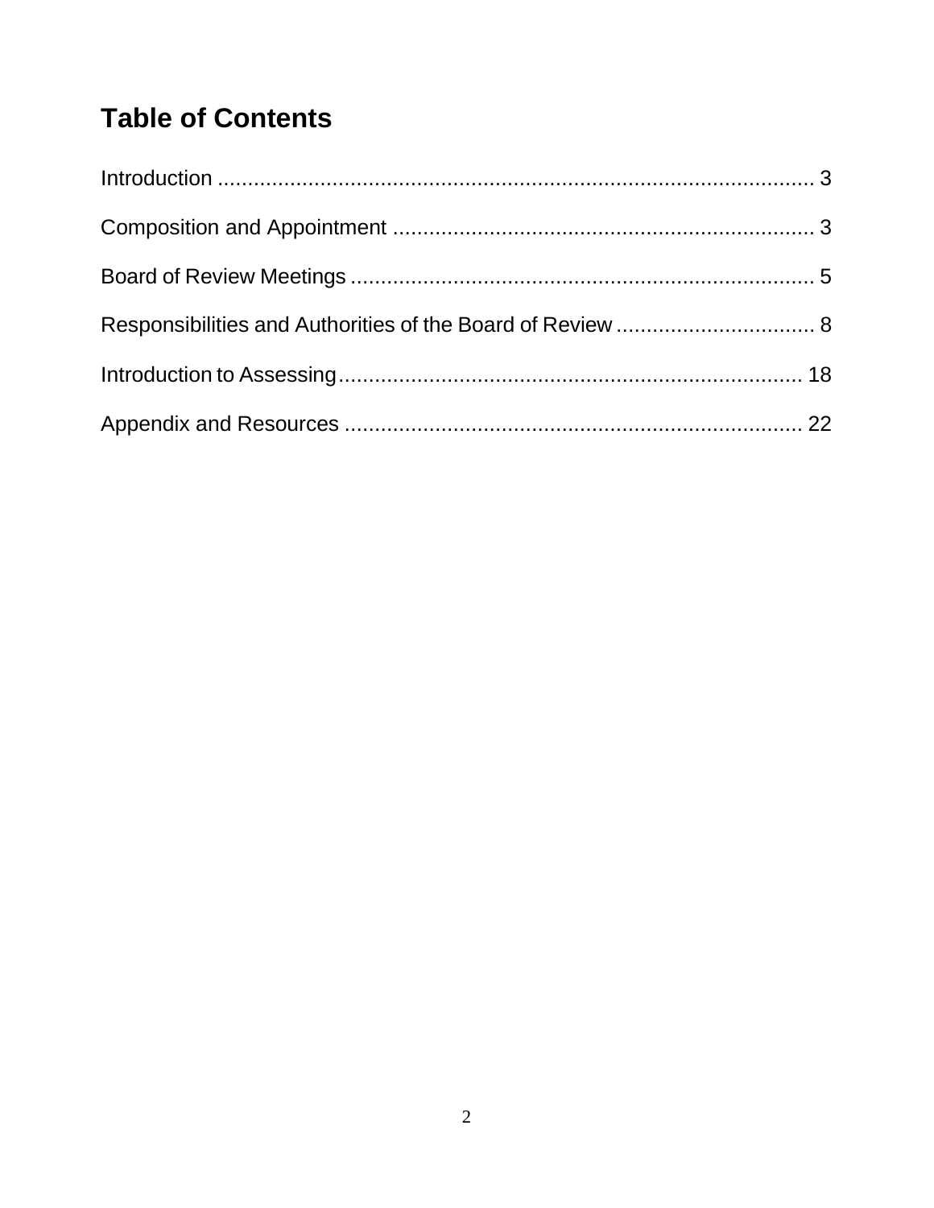# Table of Contents

Introduction ..................................................................................................... 3

Composition and Appointment ...................................................................... 3

Board of Review Meetings ............................................................................. 5

Responsibilities and Authorities of the Board of Review ................................. 8

Introduction to Assessing............................................................................. 18

Appendix and Resources ............................................................................. 22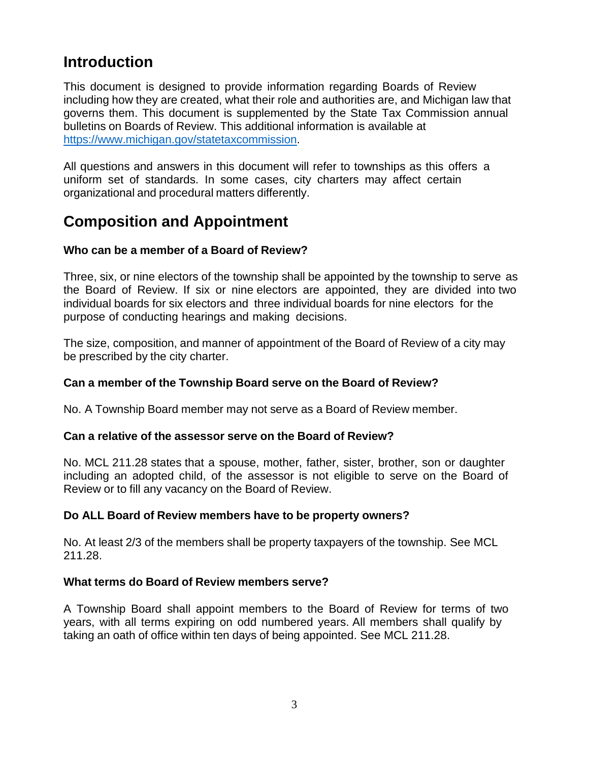## Introduction

This document is designed to provide information regarding Boards of Review including how they are created, what their role and authorities are, and Michigan law that governs them. This document is supplemented by the State Tax Commission annual bulletins on Boards of Review. This additional information is available at [https://www.michigan.gov/statetaxcommission](https://www.michigan.gov/statetaxcommission).

All questions and answers in this document will refer to townships as this offers a uniform set of standards. In some cases, city charters may affect certain organizational and procedural matters differently.

## Composition and Appointment

**Who can be a member of a Board of Review?**

Three, six, or nine electors of the township shall be appointed by the township to serve as the Board of Review. If six or nine electors are appointed, they are divided into two individual boards for six electors and three individual boards for nine electors for the purpose of conducting hearings and making decisions.

The size, composition, and manner of appointment of the Board of Review of a city may be prescribed by the city charter.

**Can a member of the Township Board serve on the Board of Review?**

No. A Township Board member may not serve as a Board of Review member.

**Can a relative of the assessor serve on the Board of Review?**

No. MCL 211.28 states that a spouse, mother, father, sister, brother, son or daughter including an adopted child, of the assessor is not eligible to serve on the Board of Review or to fill any vacancy on the Board of Review.

**Do ALL Board of Review members have to be property owners?**

No. At least 2/3 of the members shall be property taxpayers of the township. See MCL 211.28.

**What terms do Board of Review members serve?**

A Township Board shall appoint members to the Board of Review for terms of two years, with all terms expiring on odd numbered years. All members shall qualify by taking an oath of office within ten days of being appointed. See MCL 211.28.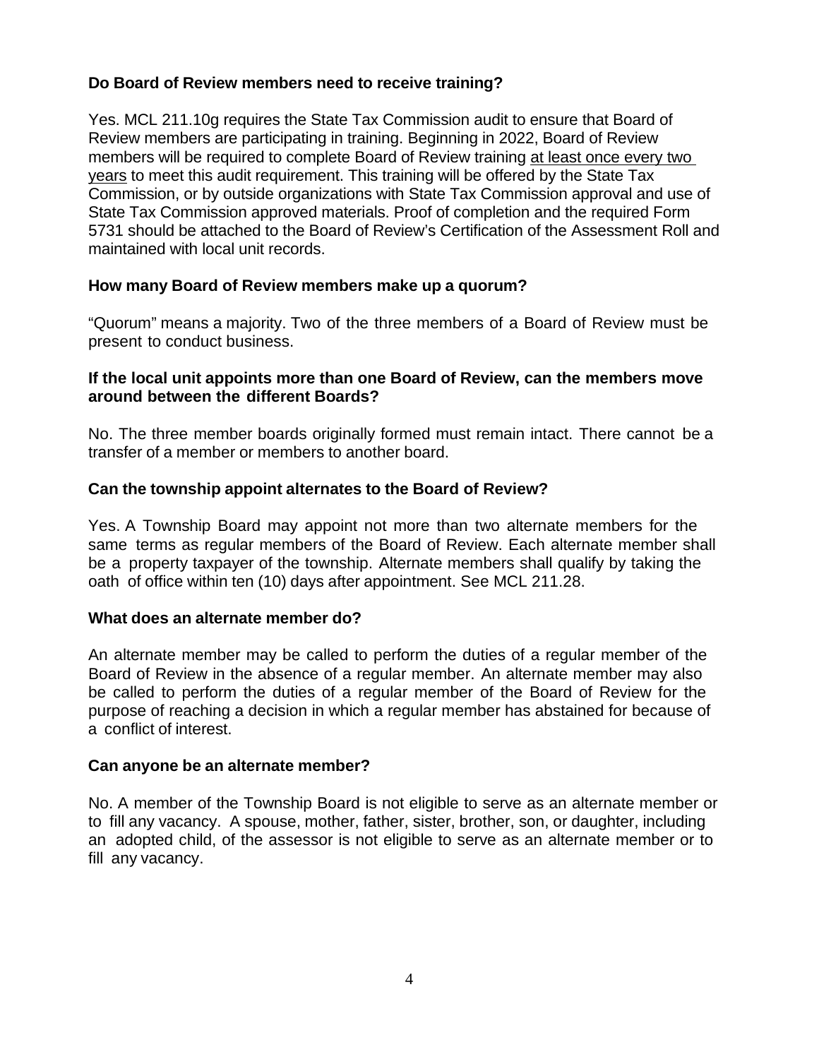**Do Board of Review members need to receive training?**

Yes. MCL 211.10g requires the State Tax Commission audit to ensure that Board of Review members are participating in training. Beginning in 2022, Board of Review members will be required to complete Board of Review training <u>at least once every two years</u> to meet this audit requirement. This training will be offered by the State Tax Commission, or by outside organizations with State Tax Commission approval and use of State Tax Commission approved materials. Proof of completion and the required Form 5731 should be attached to the Board of Review's Certification of the Assessment Roll and maintained with local unit records.

**How many Board of Review members make up a quorum?**

"Quorum" means a majority. Two of the three members of a Board of Review must be present to conduct business.

**If the local unit appoints more than one Board of Review, can the members move around between the different Boards?**

No. The three member boards originally formed must remain intact. There cannot be a transfer of a member or members to another board.

**Can the township appoint alternates to the Board of Review?**

Yes. A Township Board may appoint not more than two alternate members for the same terms as regular members of the Board of Review. Each alternate member shall be a property taxpayer of the township. Alternate members shall qualify by taking the oath of office within ten (10) days after appointment. See MCL 211.28.

**What does an alternate member do?**

An alternate member may be called to perform the duties of a regular member of the Board of Review in the absence of a regular member. An alternate member may also be called to perform the duties of a regular member of the Board of Review for the purpose of reaching a decision in which a regular member has abstained for because of a conflict of interest.

**Can anyone be an alternate member?**

No. A member of the Township Board is not eligible to serve as an alternate member or to fill any vacancy. A spouse, mother, father, sister, brother, son, or daughter, including an adopted child, of the assessor is not eligible to serve as an alternate member or to fill any vacancy.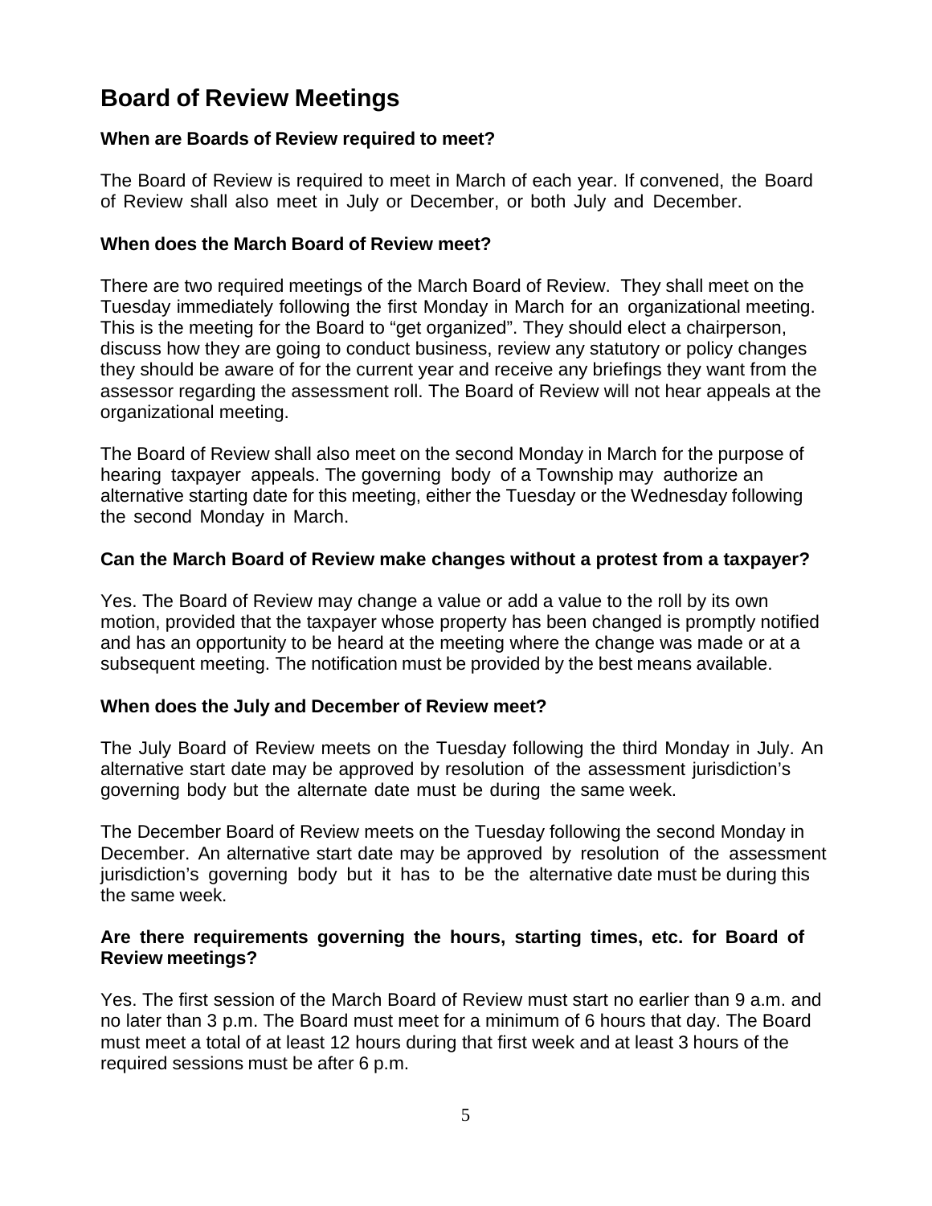# Board of Review Meetings

**When are Boards of Review required to meet?**

The Board of Review is required to meet in March of each year. If convened, the Board of Review shall also meet in July or December, or both July and December.

**When does the March Board of Review meet?**

There are two required meetings of the March Board of Review. They shall meet on the Tuesday immediately following the first Monday in March for an organizational meeting. This is the meeting for the Board to "get organized". They should elect a chairperson, discuss how they are going to conduct business, review any statutory or policy changes they should be aware of for the current year and receive any briefings they want from the assessor regarding the assessment roll. The Board of Review will not hear appeals at the organizational meeting.

The Board of Review shall also meet on the second Monday in March for the purpose of hearing taxpayer appeals. The governing body of a Township may authorize an alternative starting date for this meeting, either the Tuesday or the Wednesday following the second Monday in March.

**Can the March Board of Review make changes without a protest from a taxpayer?**

Yes. The Board of Review may change a value or add a value to the roll by its own motion, provided that the taxpayer whose property has been changed is promptly notified and has an opportunity to be heard at the meeting where the change was made or at a subsequent meeting. The notification must be provided by the best means available.

**When does the July and December of Review meet?**

The July Board of Review meets on the Tuesday following the third Monday in July. An alternative start date may be approved by resolution of the assessment jurisdiction's governing body but the alternate date must be during the same week.

The December Board of Review meets on the Tuesday following the second Monday in December. An alternative start date may be approved by resolution of the assessment jurisdiction's governing body but it has to be the alternative date must be during this the same week.

**Are there requirements governing the hours, starting times, etc. for Board of Review meetings?**

Yes. The first session of the March Board of Review must start no earlier than 9 a.m. and no later than 3 p.m. The Board must meet for a minimum of 6 hours that day. The Board must meet a total of at least 12 hours during that first week and at least 3 hours of the required sessions must be after 6 p.m.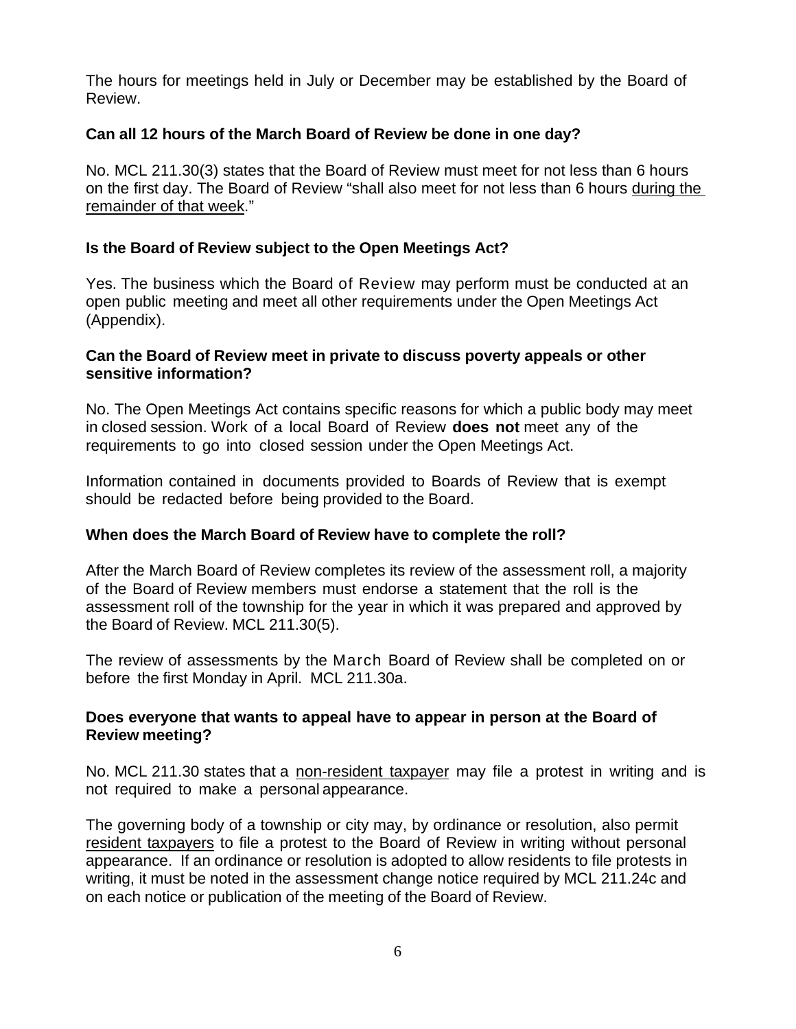The hours for meetings held in July or December may be established by the Board of Review.

**Can all 12 hours of the March Board of Review be done in one day?**

No. MCL 211.30(3) states that the Board of Review must meet for not less than 6 hours on the first day. The Board of Review "shall also meet for not less than 6 hours during the remainder of that week."

**Is the Board of Review subject to the Open Meetings Act?**

Yes. The business which the Board of Review may perform must be conducted at an open public meeting and meet all other requirements under the Open Meetings Act (Appendix).

**Can the Board of Review meet in private to discuss poverty appeals or other sensitive information?**

No. The Open Meetings Act contains specific reasons for which a public body may meet in closed session. Work of a local Board of Review **does not** meet any of the requirements to go into closed session under the Open Meetings Act.

Information contained in documents provided to Boards of Review that is exempt should be redacted before being provided to the Board.

**When does the March Board of Review have to complete the roll?**

After the March Board of Review completes its review of the assessment roll, a majority of the Board of Review members must endorse a statement that the roll is the assessment roll of the township for the year in which it was prepared and approved by the Board of Review. MCL 211.30(5).

The review of assessments by the March Board of Review shall be completed on or before the first Monday in April. MCL 211.30a.

**Does everyone that wants to appeal have to appear in person at the Board of Review meeting?**

No. MCL 211.30 states that a non-resident taxpayer may file a protest in writing and is not required to make a personal appearance.

The governing body of a township or city may, by ordinance or resolution, also permit resident taxpayers to file a protest to the Board of Review in writing without personal appearance. If an ordinance or resolution is adopted to allow residents to file protests in writing, it must be noted in the assessment change notice required by MCL 211.24c and on each notice or publication of the meeting of the Board of Review.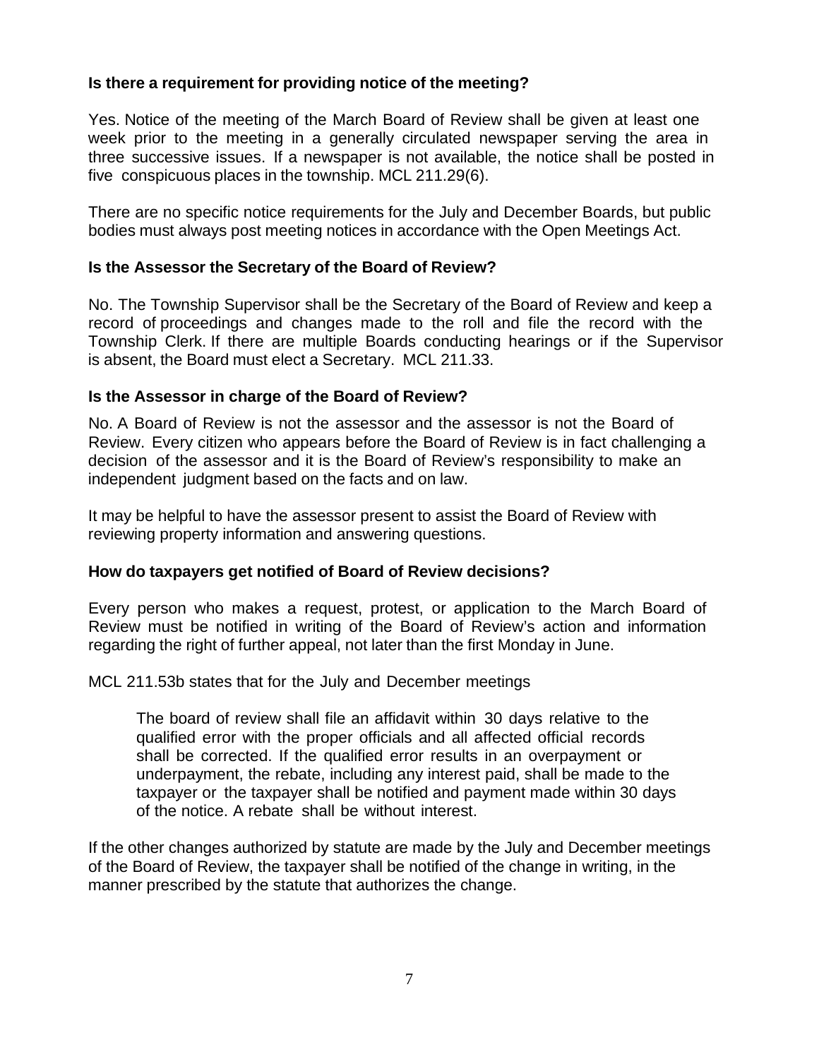**Is there a requirement for providing notice of the meeting?**

Yes. Notice of the meeting of the March Board of Review shall be given at least one week prior to the meeting in a generally circulated newspaper serving the area in three successive issues. If a newspaper is not available, the notice shall be posted in five conspicuous places in the township. MCL 211.29(6).

There are no specific notice requirements for the July and December Boards, but public bodies must always post meeting notices in accordance with the Open Meetings Act.

**Is the Assessor the Secretary of the Board of Review?**

No. The Township Supervisor shall be the Secretary of the Board of Review and keep a record of proceedings and changes made to the roll and file the record with the Township Clerk. If there are multiple Boards conducting hearings or if the Supervisor is absent, the Board must elect a Secretary. MCL 211.33.

**Is the Assessor in charge of the Board of Review?**

No. A Board of Review is not the assessor and the assessor is not the Board of Review. Every citizen who appears before the Board of Review is in fact challenging a decision of the assessor and it is the Board of Review's responsibility to make an independent judgment based on the facts and on law.

It may be helpful to have the assessor present to assist the Board of Review with reviewing property information and answering questions.

**How do taxpayers get notified of Board of Review decisions?**

Every person who makes a request, protest, or application to the March Board of Review must be notified in writing of the Board of Review's action and information regarding the right of further appeal, not later than the first Monday in June.

MCL 211.53b states that for the July and December meetings

> The board of review shall file an affidavit within 30 days relative to the qualified error with the proper officials and all affected official records shall be corrected. If the qualified error results in an overpayment or underpayment, the rebate, including any interest paid, shall be made to the taxpayer or the taxpayer shall be notified and payment made within 30 days of the notice. A rebate shall be without interest.

If the other changes authorized by statute are made by the July and December meetings of the Board of Review, the taxpayer shall be notified of the change in writing, in the manner prescribed by the statute that authorizes the change.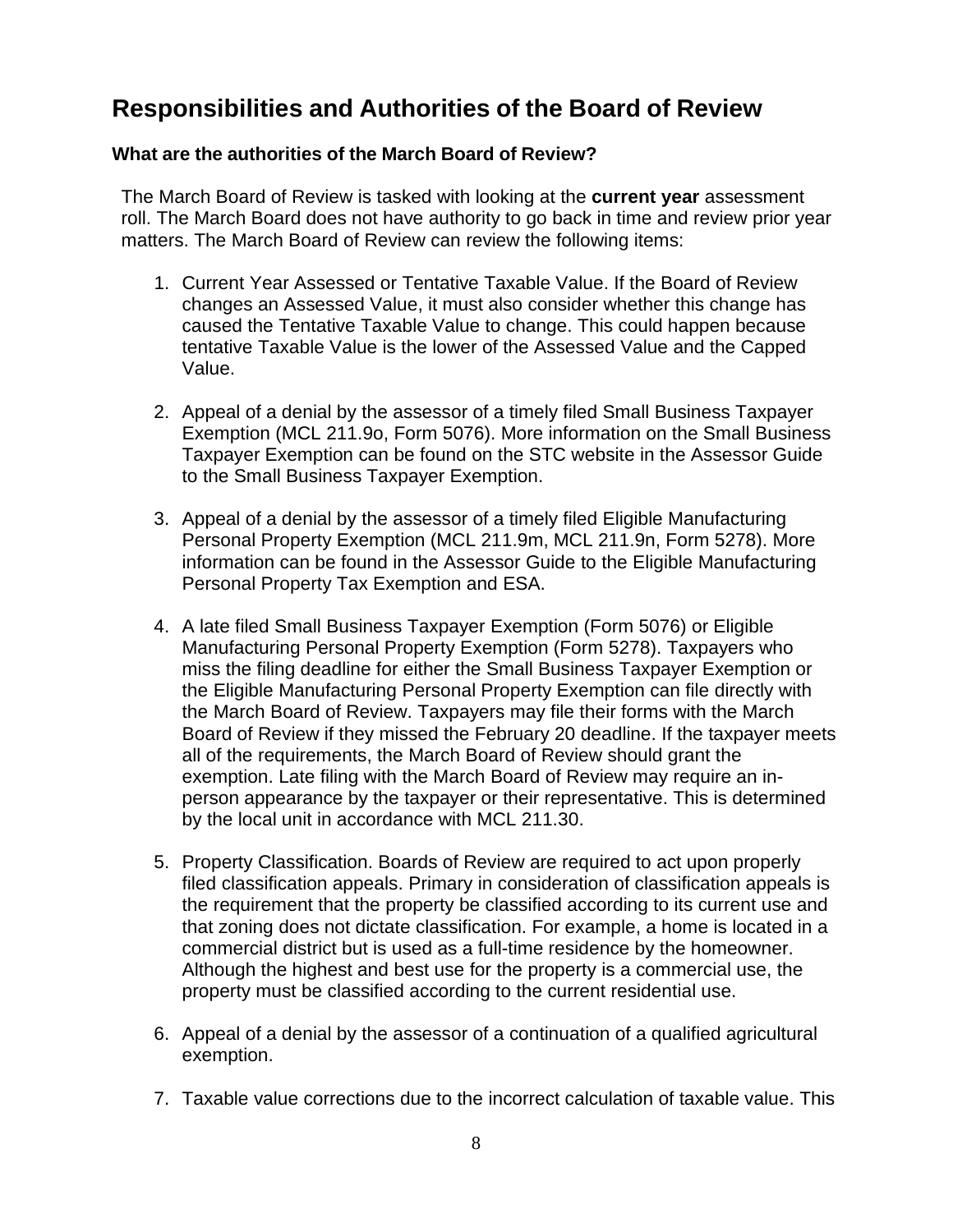## Responsibilities and Authorities of the Board of Review

### What are the authorities of the March Board of Review?

The March Board of Review is tasked with looking at the **current year** assessment roll. The March Board does not have authority to go back in time and review prior year matters. The March Board of Review can review the following items:

1. Current Year Assessed or Tentative Taxable Value. If the Board of Review changes an Assessed Value, it must also consider whether this change has caused the Tentative Taxable Value to change. This could happen because tentative Taxable Value is the lower of the Assessed Value and the Capped Value.

2. Appeal of a denial by the assessor of a timely filed Small Business Taxpayer Exemption (MCL 211.9o, Form 5076). More information on the Small Business Taxpayer Exemption can be found on the STC website in the Assessor Guide to the Small Business Taxpayer Exemption.

3. Appeal of a denial by the assessor of a timely filed Eligible Manufacturing Personal Property Exemption (MCL 211.9m, MCL 211.9n, Form 5278). More information can be found in the Assessor Guide to the Eligible Manufacturing Personal Property Tax Exemption and ESA.

4. A late filed Small Business Taxpayer Exemption (Form 5076) or Eligible Manufacturing Personal Property Exemption (Form 5278). Taxpayers who miss the filing deadline for either the Small Business Taxpayer Exemption or the Eligible Manufacturing Personal Property Exemption can file directly with the March Board of Review. Taxpayers may file their forms with the March Board of Review if they missed the February 20 deadline. If the taxpayer meets all of the requirements, the March Board of Review should grant the exemption. Late filing with the March Board of Review may require an in-person appearance by the taxpayer or their representative. This is determined by the local unit in accordance with MCL 211.30.

5. Property Classification. Boards of Review are required to act upon properly filed classification appeals. Primary in consideration of classification appeals is the requirement that the property be classified according to its current use and that zoning does not dictate classification. For example, a home is located in a commercial district but is used as a full-time residence by the homeowner. Although the highest and best use for the property is a commercial use, the property must be classified according to the current residential use.

6. Appeal of a denial by the assessor of a continuation of a qualified agricultural exemption.

7. Taxable value corrections due to the incorrect calculation of taxable value. This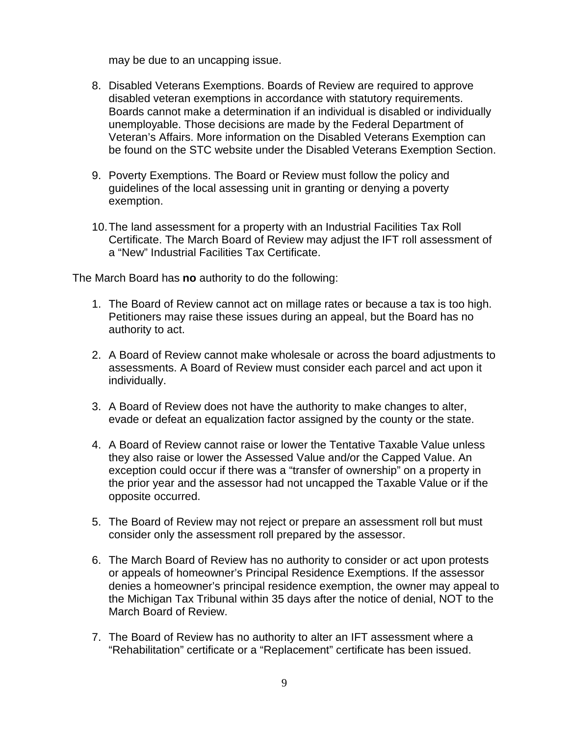may be due to an uncapping issue.

8. Disabled Veterans Exemptions. Boards of Review are required to approve disabled veteran exemptions in accordance with statutory requirements. Boards cannot make a determination if an individual is disabled or individually unemployable. Those decisions are made by the Federal Department of Veteran's Affairs. More information on the Disabled Veterans Exemption can be found on the STC website under the Disabled Veterans Exemption Section.

9. Poverty Exemptions. The Board or Review must follow the policy and guidelines of the local assessing unit in granting or denying a poverty exemption.

10. The land assessment for a property with an Industrial Facilities Tax Roll Certificate. The March Board of Review may adjust the IFT roll assessment of a "New" Industrial Facilities Tax Certificate.

The March Board has **no** authority to do the following:

1. The Board of Review cannot act on millage rates or because a tax is too high. Petitioners may raise these issues during an appeal, but the Board has no authority to act.

2. A Board of Review cannot make wholesale or across the board adjustments to assessments. A Board of Review must consider each parcel and act upon it individually.

3. A Board of Review does not have the authority to make changes to alter, evade or defeat an equalization factor assigned by the county or the state.

4. A Board of Review cannot raise or lower the Tentative Taxable Value unless they also raise or lower the Assessed Value and/or the Capped Value. An exception could occur if there was a "transfer of ownership" on a property in the prior year and the assessor had not uncapped the Taxable Value or if the opposite occurred.

5. The Board of Review may not reject or prepare an assessment roll but must consider only the assessment roll prepared by the assessor.

6. The March Board of Review has no authority to consider or act upon protests or appeals of homeowner's Principal Residence Exemptions. If the assessor denies a homeowner's principal residence exemption, the owner may appeal to the Michigan Tax Tribunal within 35 days after the notice of denial, NOT to the March Board of Review.

7. The Board of Review has no authority to alter an IFT assessment where a "Rehabilitation" certificate or a "Replacement" certificate has been issued.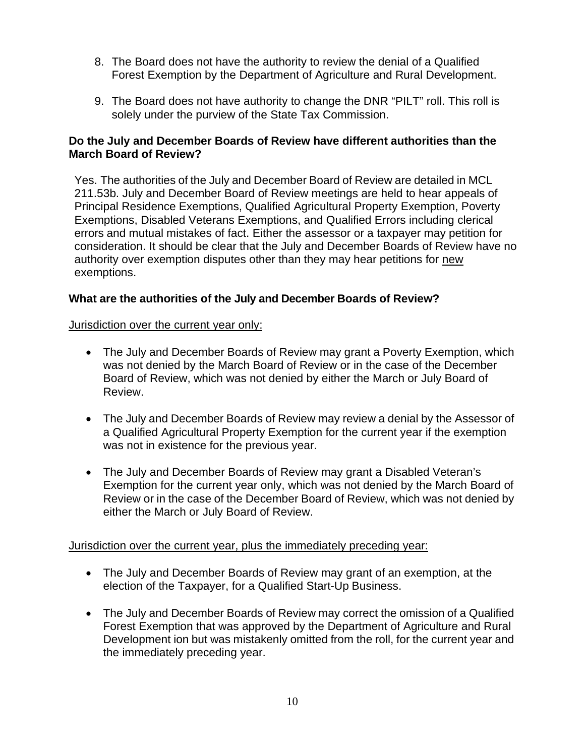8. The Board does not have the authority to review the denial of a Qualified Forest Exemption by the Department of Agriculture and Rural Development.

9. The Board does not have authority to change the DNR "PILT" roll. This roll is solely under the purview of the State Tax Commission.

**Do the July and December Boards of Review have different authorities than the March Board of Review?**

Yes. The authorities of the July and December Board of Review are detailed in MCL 211.53b. July and December Board of Review meetings are held to hear appeals of Principal Residence Exemptions, Qualified Agricultural Property Exemption, Poverty Exemptions, Disabled Veterans Exemptions, and Qualified Errors including clerical errors and mutual mistakes of fact. Either the assessor or a taxpayer may petition for consideration. It should be clear that the July and December Boards of Review have no authority over exemption disputes other than they may hear petitions for <u>new</u> exemptions.

**What are the authorities of the July and December Boards of Review?**

<u>Jurisdiction over the current year only:</u>

- The July and December Boards of Review may grant a Poverty Exemption, which was not denied by the March Board of Review or in the case of the December Board of Review, which was not denied by either the March or July Board of Review.

- The July and December Boards of Review may review a denial by the Assessor of a Qualified Agricultural Property Exemption for the current year if the exemption was not in existence for the previous year.

- The July and December Boards of Review may grant a Disabled Veteran's Exemption for the current year only, which was not denied by the March Board of Review or in the case of the December Board of Review, which was not denied by either the March or July Board of Review.

<u>Jurisdiction over the current year, plus the immediately preceding year:</u>

- The July and December Boards of Review may grant of an exemption, at the election of the Taxpayer, for a Qualified Start-Up Business.

- The July and December Boards of Review may correct the omission of a Qualified Forest Exemption that was approved by the Department of Agriculture and Rural Development ion but was mistakenly omitted from the roll, for the current year and the immediately preceding year.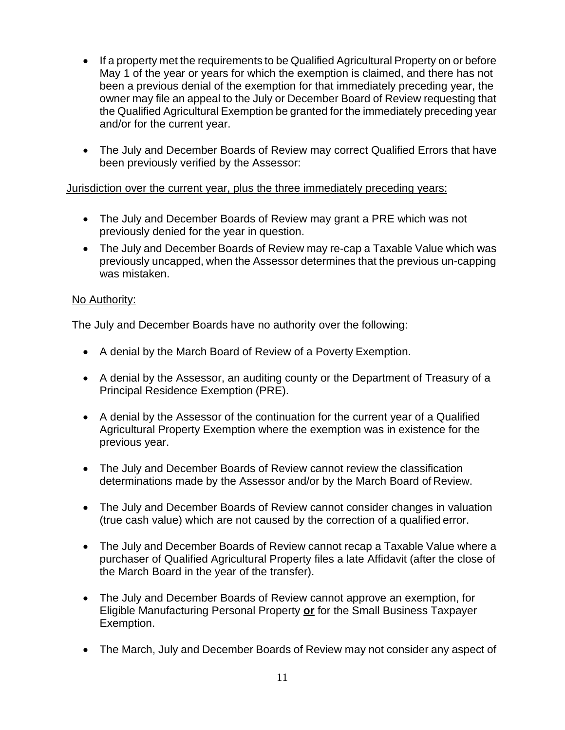- If a property met the requirements to be Qualified Agricultural Property on or before May 1 of the year or years for which the exemption is claimed, and there has not been a previous denial of the exemption for that immediately preceding year, the owner may file an appeal to the July or December Board of Review requesting that the Qualified Agricultural Exemption be granted for the immediately preceding year and/or for the current year.

- The July and December Boards of Review may correct Qualified Errors that have been previously verified by the Assessor:

<u>Jurisdiction over the current year, plus the three immediately preceding years:</u>

- The July and December Boards of Review may grant a PRE which was not previously denied for the year in question.
- The July and December Boards of Review may re-cap a Taxable Value which was previously uncapped, when the Assessor determines that the previous un-capping was mistaken.

<u>No Authority:</u>

The July and December Boards have no authority over the following:

- A denial by the March Board of Review of a Poverty Exemption.

- A denial by the Assessor, an auditing county or the Department of Treasury of a Principal Residence Exemption (PRE).

- A denial by the Assessor of the continuation for the current year of a Qualified Agricultural Property Exemption where the exemption was in existence for the previous year.

- The July and December Boards of Review cannot review the classification determinations made by the Assessor and/or by the March Board of Review.

- The July and December Boards of Review cannot consider changes in valuation (true cash value) which are not caused by the correction of a qualified error.

- The July and December Boards of Review cannot recap a Taxable Value where a purchaser of Qualified Agricultural Property files a late Affidavit (after the close of the March Board in the year of the transfer).

- The July and December Boards of Review cannot approve an exemption, for Eligible Manufacturing Personal Property <u>**or**</u> for the Small Business Taxpayer Exemption.

- The March, July and December Boards of Review may not consider any aspect of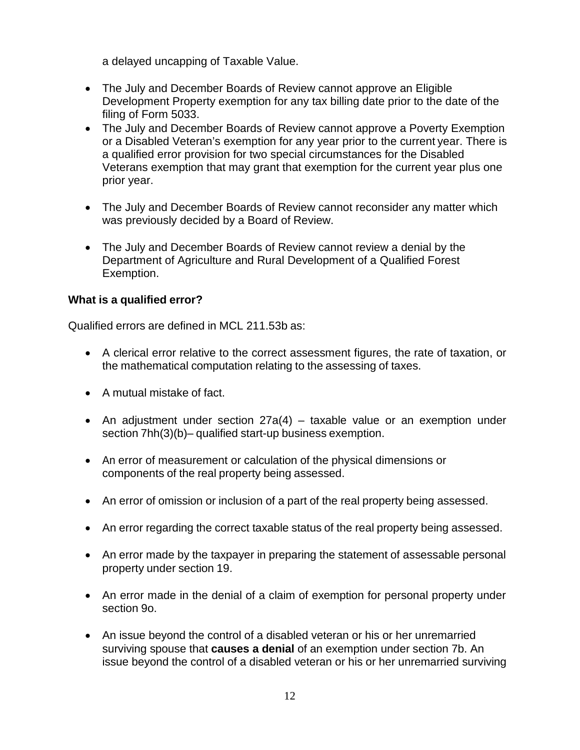a delayed uncapping of Taxable Value.

- The July and December Boards of Review cannot approve an Eligible Development Property exemption for any tax billing date prior to the date of the filing of Form 5033.
- The July and December Boards of Review cannot approve a Poverty Exemption or a Disabled Veteran's exemption for any year prior to the current year. There is a qualified error provision for two special circumstances for the Disabled Veterans exemption that may grant that exemption for the current year plus one prior year.
- The July and December Boards of Review cannot reconsider any matter which was previously decided by a Board of Review.
- The July and December Boards of Review cannot review a denial by the Department of Agriculture and Rural Development of a Qualified Forest Exemption.

**What is a qualified error?**

Qualified errors are defined in MCL 211.53b as:

- A clerical error relative to the correct assessment figures, the rate of taxation, or the mathematical computation relating to the assessing of taxes.
- A mutual mistake of fact.
- An adjustment under section 27a(4) – taxable value or an exemption under section 7hh(3)(b)– qualified start-up business exemption.
- An error of measurement or calculation of the physical dimensions or components of the real property being assessed.
- An error of omission or inclusion of a part of the real property being assessed.
- An error regarding the correct taxable status of the real property being assessed.
- An error made by the taxpayer in preparing the statement of assessable personal property under section 19.
- An error made in the denial of a claim of exemption for personal property under section 9o.
- An issue beyond the control of a disabled veteran or his or her unremarried surviving spouse that **causes a denial** of an exemption under section 7b. An issue beyond the control of a disabled veteran or his or her unremarried surviving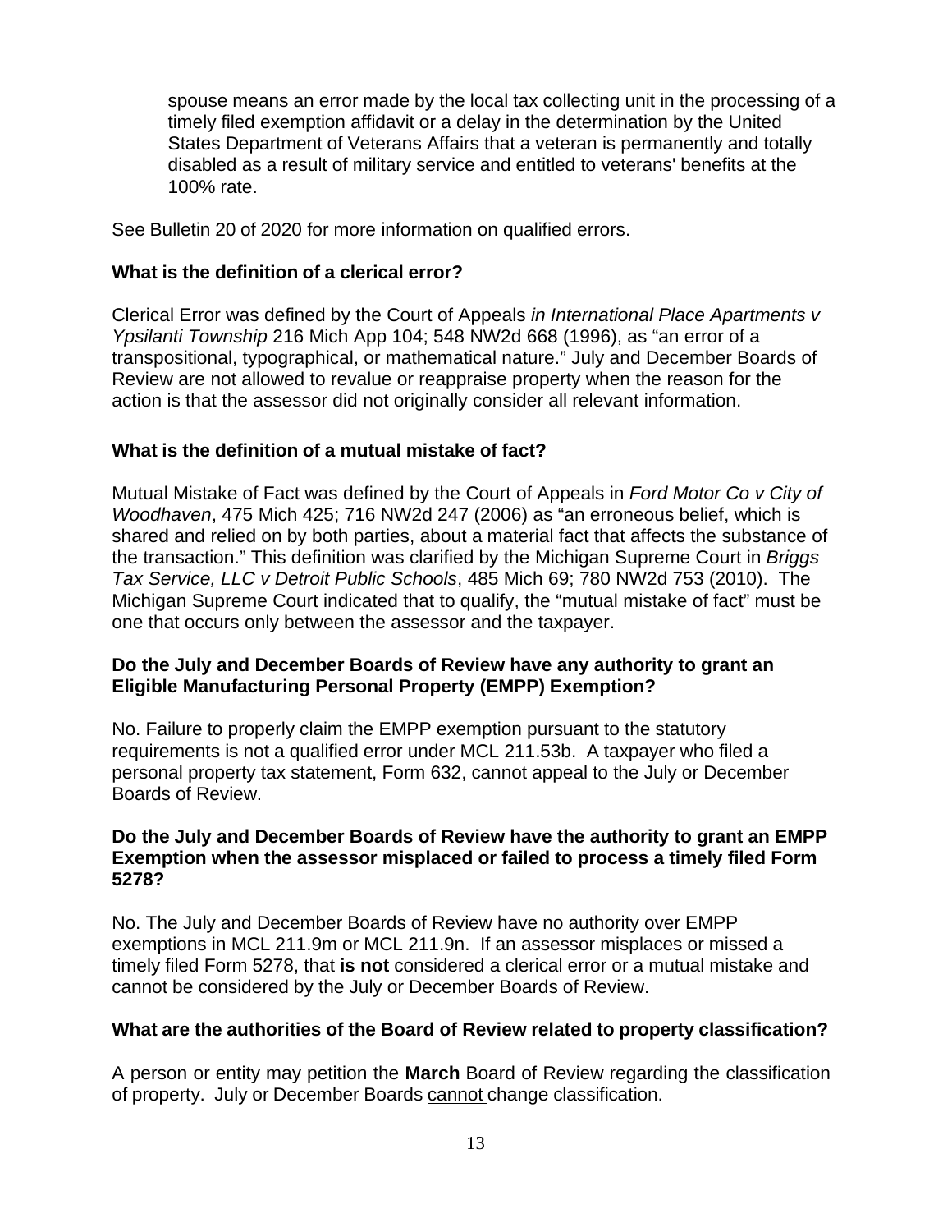spouse means an error made by the local tax collecting unit in the processing of a timely filed exemption affidavit or a delay in the determination by the United States Department of Veterans Affairs that a veteran is permanently and totally disabled as a result of military service and entitled to veterans' benefits at the 100% rate.

See Bulletin 20 of 2020 for more information on qualified errors.

**What is the definition of a clerical error?**

Clerical Error was defined by the Court of Appeals *in International Place Apartments v Ypsilanti Township* 216 Mich App 104; 548 NW2d 668 (1996), as "an error of a transpositional, typographical, or mathematical nature." July and December Boards of Review are not allowed to revalue or reappraise property when the reason for the action is that the assessor did not originally consider all relevant information.

**What is the definition of a mutual mistake of fact?**

Mutual Mistake of Fact was defined by the Court of Appeals in *Ford Motor Co v City of Woodhaven*, 475 Mich 425; 716 NW2d 247 (2006) as "an erroneous belief, which is shared and relied on by both parties, about a material fact that affects the substance of the transaction." This definition was clarified by the Michigan Supreme Court in *Briggs Tax Service, LLC v Detroit Public Schools*, 485 Mich 69; 780 NW2d 753 (2010). The Michigan Supreme Court indicated that to qualify, the "mutual mistake of fact" must be one that occurs only between the assessor and the taxpayer.

**Do the July and December Boards of Review have any authority to grant an Eligible Manufacturing Personal Property (EMPP) Exemption?**

No. Failure to properly claim the EMPP exemption pursuant to the statutory requirements is not a qualified error under MCL 211.53b. A taxpayer who filed a personal property tax statement, Form 632, cannot appeal to the July or December Boards of Review.

**Do the July and December Boards of Review have the authority to grant an EMPP Exemption when the assessor misplaced or failed to process a timely filed Form 5278?**

No. The July and December Boards of Review have no authority over EMPP exemptions in MCL 211.9m or MCL 211.9n. If an assessor misplaces or missed a timely filed Form 5278, that **is not** considered a clerical error or a mutual mistake and cannot be considered by the July or December Boards of Review.

**What are the authorities of the Board of Review related to property classification?**

A person or entity may petition the **March** Board of Review regarding the classification of property. July or December Boards cannot change classification.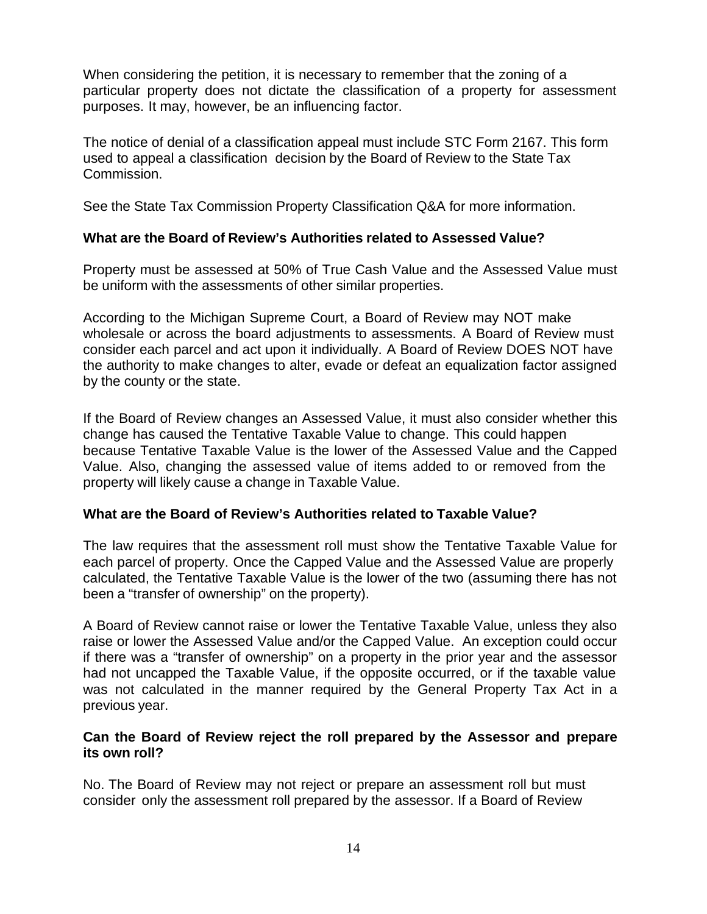When considering the petition, it is necessary to remember that the zoning of a particular property does not dictate the classification of a property for assessment purposes. It may, however, be an influencing factor.

The notice of denial of a classification appeal must include STC Form 2167. This form used to appeal a classification decision by the Board of Review to the State Tax Commission.

See the State Tax Commission Property Classification Q&A for more information.

**What are the Board of Review's Authorities related to Assessed Value?**

Property must be assessed at 50% of True Cash Value and the Assessed Value must be uniform with the assessments of other similar properties.

According to the Michigan Supreme Court, a Board of Review may NOT make wholesale or across the board adjustments to assessments. A Board of Review must consider each parcel and act upon it individually. A Board of Review DOES NOT have the authority to make changes to alter, evade or defeat an equalization factor assigned by the county or the state.

If the Board of Review changes an Assessed Value, it must also consider whether this change has caused the Tentative Taxable Value to change. This could happen because Tentative Taxable Value is the lower of the Assessed Value and the Capped Value. Also, changing the assessed value of items added to or removed from the property will likely cause a change in Taxable Value.

**What are the Board of Review's Authorities related to Taxable Value?**

The law requires that the assessment roll must show the Tentative Taxable Value for each parcel of property. Once the Capped Value and the Assessed Value are properly calculated, the Tentative Taxable Value is the lower of the two (assuming there has not been a "transfer of ownership" on the property).

A Board of Review cannot raise or lower the Tentative Taxable Value, unless they also raise or lower the Assessed Value and/or the Capped Value. An exception could occur if there was a "transfer of ownership" on a property in the prior year and the assessor had not uncapped the Taxable Value, if the opposite occurred, or if the taxable value was not calculated in the manner required by the General Property Tax Act in a previous year.

**Can the Board of Review reject the roll prepared by the Assessor and prepare its own roll?**

No. The Board of Review may not reject or prepare an assessment roll but must consider only the assessment roll prepared by the assessor. If a Board of Review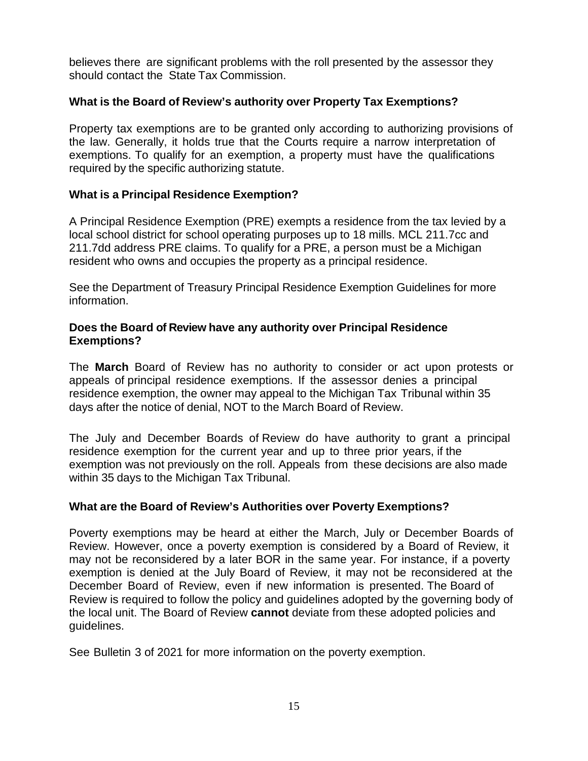believes there are significant problems with the roll presented by the assessor they should contact the State Tax Commission.

**What is the Board of Review's authority over Property Tax Exemptions?**

Property tax exemptions are to be granted only according to authorizing provisions of the law. Generally, it holds true that the Courts require a narrow interpretation of exemptions. To qualify for an exemption, a property must have the qualifications required by the specific authorizing statute.

**What is a Principal Residence Exemption?**

A Principal Residence Exemption (PRE) exempts a residence from the tax levied by a local school district for school operating purposes up to 18 mills. MCL 211.7cc and 211.7dd address PRE claims. To qualify for a PRE, a person must be a Michigan resident who owns and occupies the property as a principal residence.

See the Department of Treasury Principal Residence Exemption Guidelines for more information.

**Does the Board of Review have any authority over Principal Residence Exemptions?**

The **March** Board of Review has no authority to consider or act upon protests or appeals of principal residence exemptions. If the assessor denies a principal residence exemption, the owner may appeal to the Michigan Tax Tribunal within 35 days after the notice of denial, NOT to the March Board of Review.

The July and December Boards of Review do have authority to grant a principal residence exemption for the current year and up to three prior years, if the exemption was not previously on the roll. Appeals from these decisions are also made within 35 days to the Michigan Tax Tribunal.

**What are the Board of Review's Authorities over Poverty Exemptions?**

Poverty exemptions may be heard at either the March, July or December Boards of Review. However, once a poverty exemption is considered by a Board of Review, it may not be reconsidered by a later BOR in the same year. For instance, if a poverty exemption is denied at the July Board of Review, it may not be reconsidered at the December Board of Review, even if new information is presented. The Board of Review is required to follow the policy and guidelines adopted by the governing body of the local unit. The Board of Review **cannot** deviate from these adopted policies and guidelines.

See Bulletin 3 of 2021 for more information on the poverty exemption.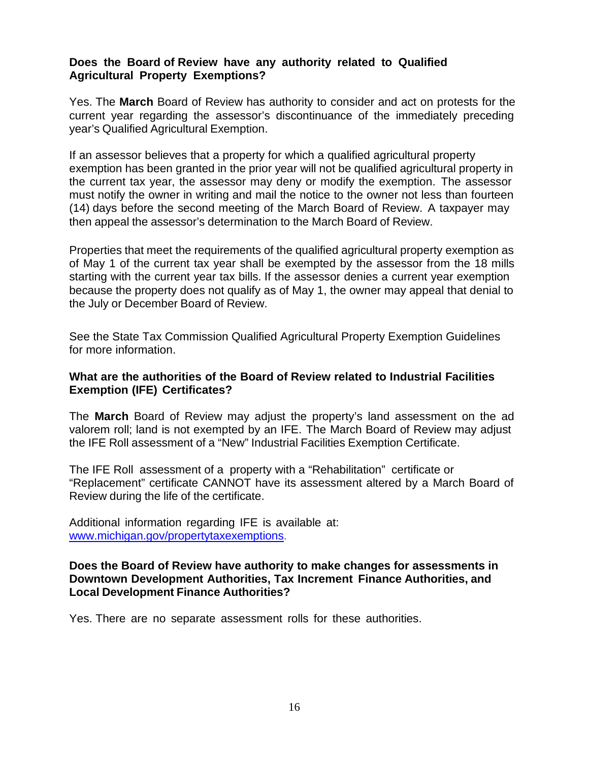**Does the Board of Review have any authority related to Qualified Agricultural Property Exemptions?**

Yes. The **March** Board of Review has authority to consider and act on protests for the current year regarding the assessor's discontinuance of the immediately preceding year's Qualified Agricultural Exemption.

If an assessor believes that a property for which a qualified agricultural property exemption has been granted in the prior year will not be qualified agricultural property in the current tax year, the assessor may deny or modify the exemption. The assessor must notify the owner in writing and mail the notice to the owner not less than fourteen (14) days before the second meeting of the March Board of Review. A taxpayer may then appeal the assessor's determination to the March Board of Review.

Properties that meet the requirements of the qualified agricultural property exemption as of May 1 of the current tax year shall be exempted by the assessor from the 18 mills starting with the current year tax bills. If the assessor denies a current year exemption because the property does not qualify as of May 1, the owner may appeal that denial to the July or December Board of Review.

See the State Tax Commission Qualified Agricultural Property Exemption Guidelines for more information.

**What are the authorities of the Board of Review related to Industrial Facilities Exemption (IFE) Certificates?**

The **March** Board of Review may adjust the property's land assessment on the ad valorem roll; land is not exempted by an IFE. The March Board of Review may adjust the IFE Roll assessment of a "New" Industrial Facilities Exemption Certificate.

The IFE Roll assessment of a property with a "Rehabilitation" certificate or "Replacement" certificate CANNOT have its assessment altered by a March Board of Review during the life of the certificate.

Additional information regarding IFE is available at: [www.michigan.gov/propertytaxexemptions](http://www.michigan.gov/propertytaxexemptions).

**Does the Board of Review have authority to make changes for assessments in Downtown Development Authorities, Tax Increment Finance Authorities, and Local Development Finance Authorities?**

Yes. There are no separate assessment rolls for these authorities.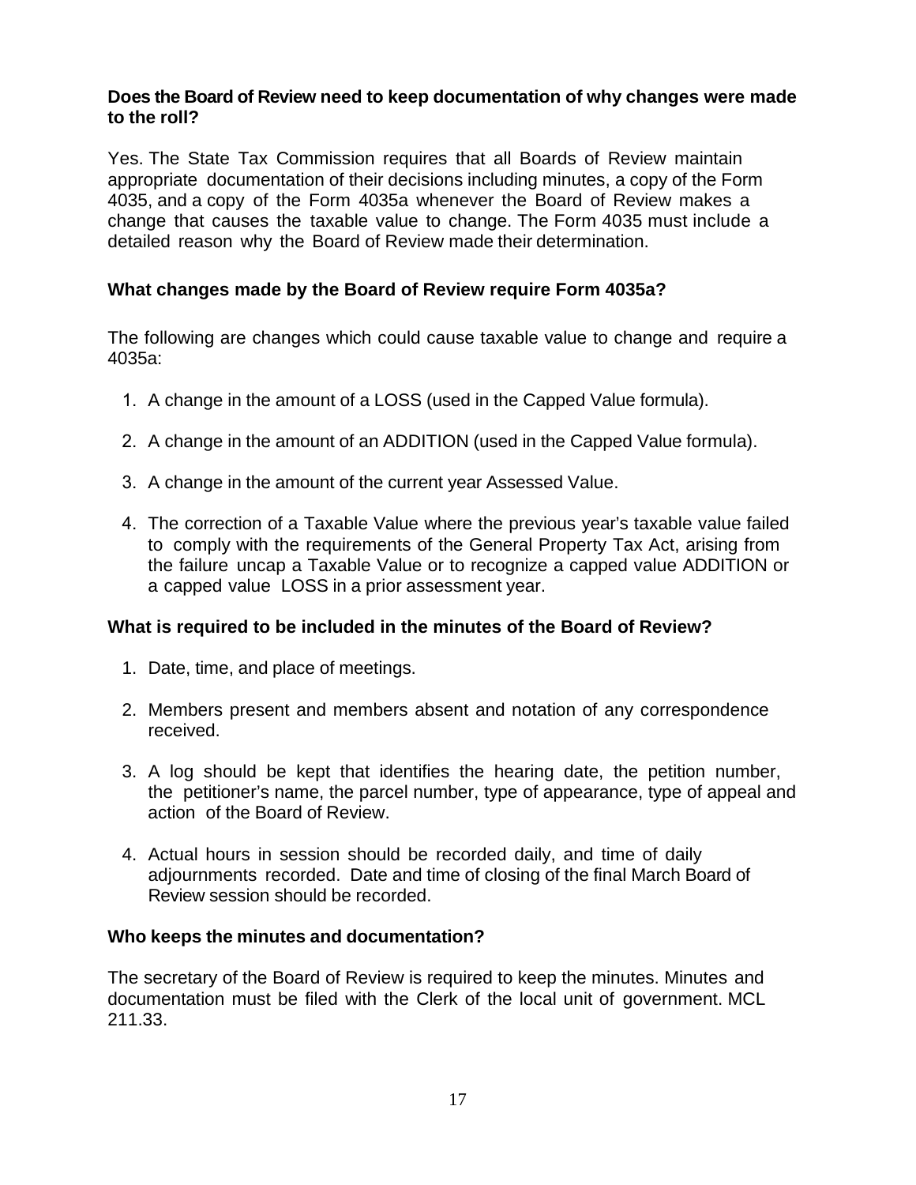**Does the Board of Review need to keep documentation of why changes were made to the roll?**

Yes. The State Tax Commission requires that all Boards of Review maintain appropriate documentation of their decisions including minutes, a copy of the Form 4035, and a copy of the Form 4035a whenever the Board of Review makes a change that causes the taxable value to change. The Form 4035 must include a detailed reason why the Board of Review made their determination.

**What changes made by the Board of Review require Form 4035a?**

The following are changes which could cause taxable value to change and require a 4035a:

1. A change in the amount of a LOSS (used in the Capped Value formula).
2. A change in the amount of an ADDITION (used in the Capped Value formula).
3. A change in the amount of the current year Assessed Value.
4. The correction of a Taxable Value where the previous year's taxable value failed to comply with the requirements of the General Property Tax Act, arising from the failure uncap a Taxable Value or to recognize a capped value ADDITION or a capped value LOSS in a prior assessment year.

**What is required to be included in the minutes of the Board of Review?**

1. Date, time, and place of meetings.
2. Members present and members absent and notation of any correspondence received.
3. A log should be kept that identifies the hearing date, the petition number, the petitioner's name, the parcel number, type of appearance, type of appeal and action of the Board of Review.
4. Actual hours in session should be recorded daily, and time of daily adjournments recorded. Date and time of closing of the final March Board of Review session should be recorded.

**Who keeps the minutes and documentation?**

The secretary of the Board of Review is required to keep the minutes. Minutes and documentation must be filed with the Clerk of the local unit of government. MCL 211.33.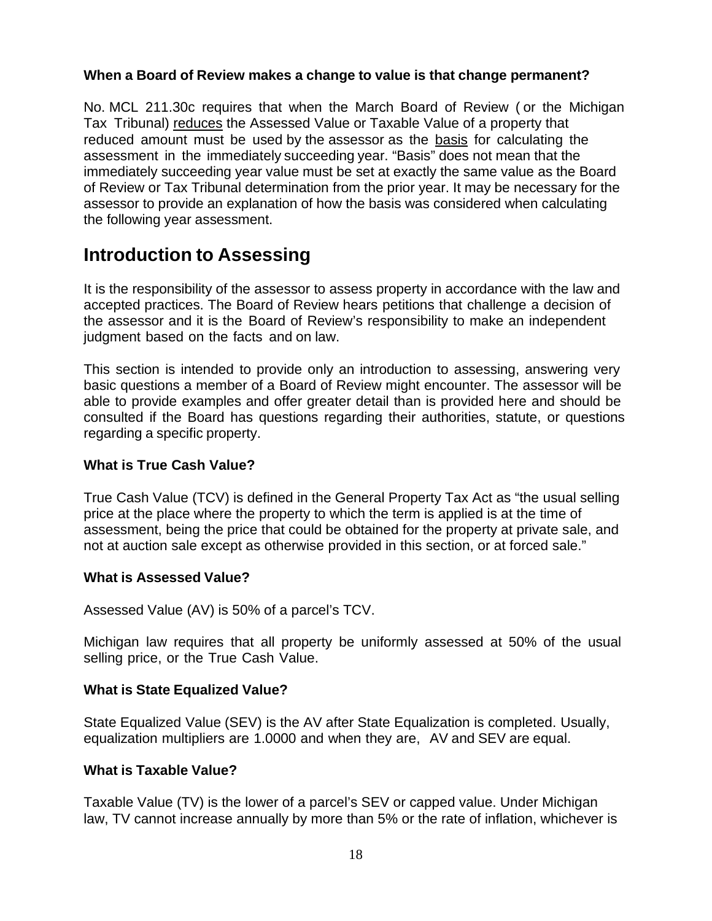**When a Board of Review makes a change to value is that change permanent?**

No. MCL 211.30c requires that when the March Board of Review ( or the Michigan Tax Tribunal) reduces the Assessed Value or Taxable Value of a property that reduced amount must be used by the assessor as the basis for calculating the assessment in the immediately succeeding year. "Basis" does not mean that the immediately succeeding year value must be set at exactly the same value as the Board of Review or Tax Tribunal determination from the prior year. It may be necessary for the assessor to provide an explanation of how the basis was considered when calculating the following year assessment.

## Introduction to Assessing

It is the responsibility of the assessor to assess property in accordance with the law and accepted practices. The Board of Review hears petitions that challenge a decision of the assessor and it is the Board of Review's responsibility to make an independent judgment based on the facts and on law.

This section is intended to provide only an introduction to assessing, answering very basic questions a member of a Board of Review might encounter. The assessor will be able to provide examples and offer greater detail than is provided here and should be consulted if the Board has questions regarding their authorities, statute, or questions regarding a specific property.

**What is True Cash Value?**

True Cash Value (TCV) is defined in the General Property Tax Act as "the usual selling price at the place where the property to which the term is applied is at the time of assessment, being the price that could be obtained for the property at private sale, and not at auction sale except as otherwise provided in this section, or at forced sale."

**What is Assessed Value?**

Assessed Value (AV) is 50% of a parcel's TCV.

Michigan law requires that all property be uniformly assessed at 50% of the usual selling price, or the True Cash Value.

**What is State Equalized Value?**

State Equalized Value (SEV) is the AV after State Equalization is completed. Usually, equalization multipliers are 1.0000 and when they are, AV and SEV are equal.

**What is Taxable Value?**

Taxable Value (TV) is the lower of a parcel's SEV or capped value. Under Michigan law, TV cannot increase annually by more than 5% or the rate of inflation, whichever is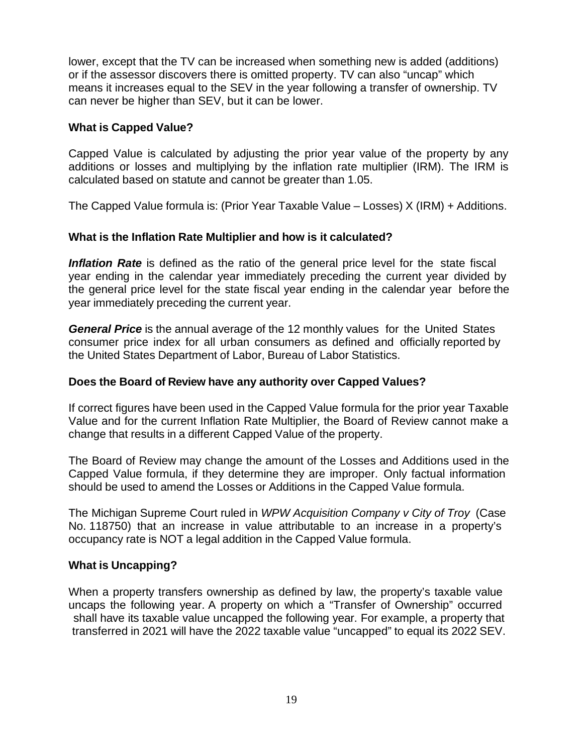lower, except that the TV can be increased when something new is added (additions) or if the assessor discovers there is omitted property. TV can also "uncap" which means it increases equal to the SEV in the year following a transfer of ownership. TV can never be higher than SEV, but it can be lower.

### What is Capped Value?

Capped Value is calculated by adjusting the prior year value of the property by any additions or losses and multiplying by the inflation rate multiplier (IRM). The IRM is calculated based on statute and cannot be greater than 1.05.

The Capped Value formula is: (Prior Year Taxable Value – Losses) X (IRM) + Additions.

### What is the Inflation Rate Multiplier and how is it calculated?

***Inflation Rate*** is defined as the ratio of the general price level for the state fiscal year ending in the calendar year immediately preceding the current year divided by the general price level for the state fiscal year ending in the calendar year before the year immediately preceding the current year.

***General Price*** is the annual average of the 12 monthly values for the United States consumer price index for all urban consumers as defined and officially reported by the United States Department of Labor, Bureau of Labor Statistics.

### Does the Board of Review have any authority over Capped Values?

If correct figures have been used in the Capped Value formula for the prior year Taxable Value and for the current Inflation Rate Multiplier, the Board of Review cannot make a change that results in a different Capped Value of the property.

The Board of Review may change the amount of the Losses and Additions used in the Capped Value formula, if they determine they are improper. Only factual information should be used to amend the Losses or Additions in the Capped Value formula.

The Michigan Supreme Court ruled in *WPW Acquisition Company v City of Troy* (Case No. 118750) that an increase in value attributable to an increase in a property's occupancy rate is NOT a legal addition in the Capped Value formula.

### What is Uncapping?

When a property transfers ownership as defined by law, the property's taxable value uncaps the following year. A property on which a "Transfer of Ownership" occurred shall have its taxable value uncapped the following year. For example, a property that transferred in 2021 will have the 2022 taxable value "uncapped" to equal its 2022 SEV.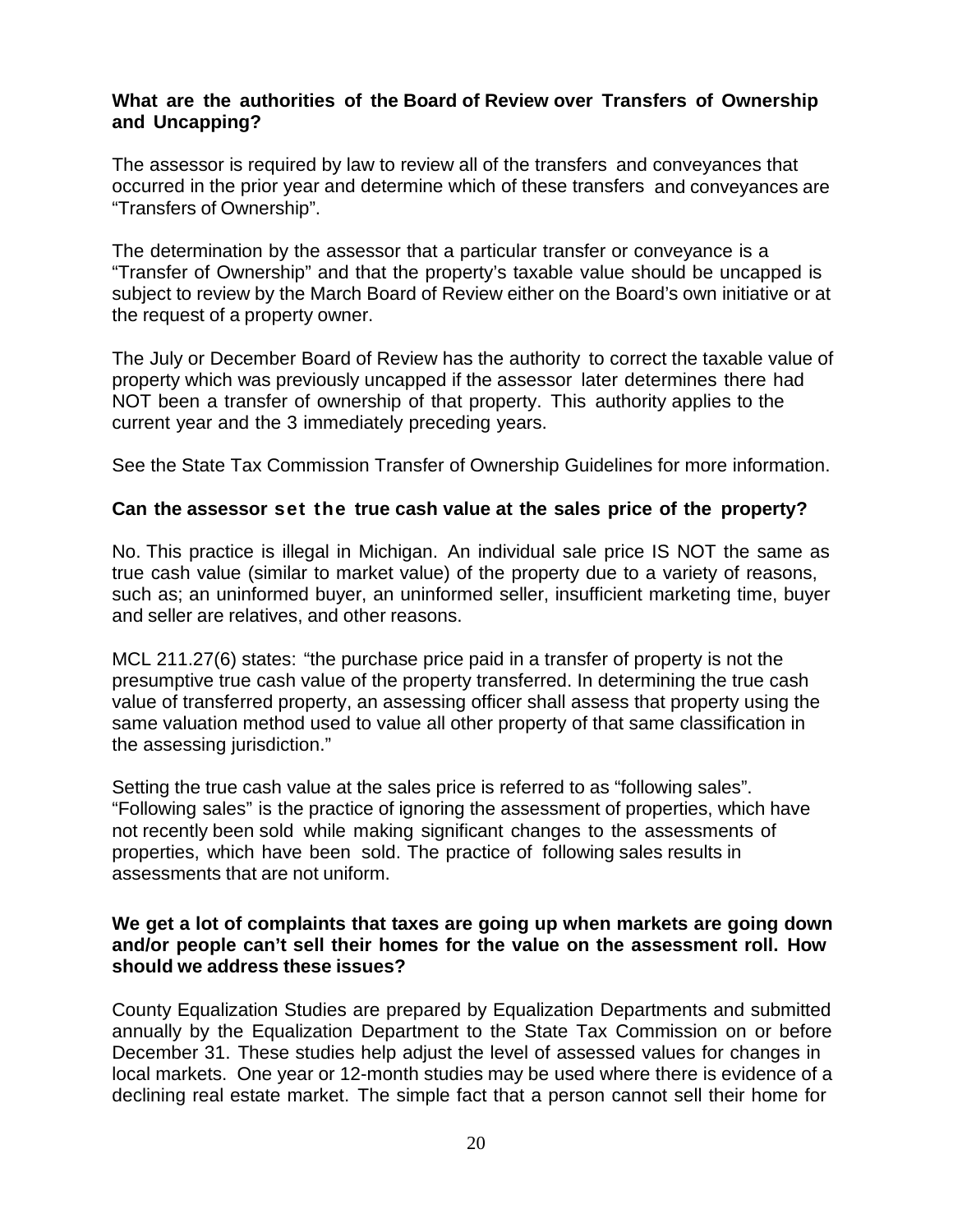**What are the authorities of the Board of Review over Transfers of Ownership and Uncapping?**

The assessor is required by law to review all of the transfers and conveyances that occurred in the prior year and determine which of these transfers and conveyances are "Transfers of Ownership".

The determination by the assessor that a particular transfer or conveyance is a "Transfer of Ownership" and that the property's taxable value should be uncapped is subject to review by the March Board of Review either on the Board's own initiative or at the request of a property owner.

The July or December Board of Review has the authority to correct the taxable value of property which was previously uncapped if the assessor later determines there had NOT been a transfer of ownership of that property. This authority applies to the current year and the 3 immediately preceding years.

See the State Tax Commission Transfer of Ownership Guidelines for more information.

**Can the assessor set the true cash value at the sales price of the property?**

No. This practice is illegal in Michigan. An individual sale price IS NOT the same as true cash value (similar to market value) of the property due to a variety of reasons, such as; an uninformed buyer, an uninformed seller, insufficient marketing time, buyer and seller are relatives, and other reasons.

MCL 211.27(6) states: "the purchase price paid in a transfer of property is not the presumptive true cash value of the property transferred. In determining the true cash value of transferred property, an assessing officer shall assess that property using the same valuation method used to value all other property of that same classification in the assessing jurisdiction."

Setting the true cash value at the sales price is referred to as "following sales". "Following sales" is the practice of ignoring the assessment of properties, which have not recently been sold while making significant changes to the assessments of properties, which have been sold. The practice of following sales results in assessments that are not uniform.

**We get a lot of complaints that taxes are going up when markets are going down and/or people can't sell their homes for the value on the assessment roll. How should we address these issues?**

County Equalization Studies are prepared by Equalization Departments and submitted annually by the Equalization Department to the State Tax Commission on or before December 31. These studies help adjust the level of assessed values for changes in local markets. One year or 12-month studies may be used where there is evidence of a declining real estate market. The simple fact that a person cannot sell their home for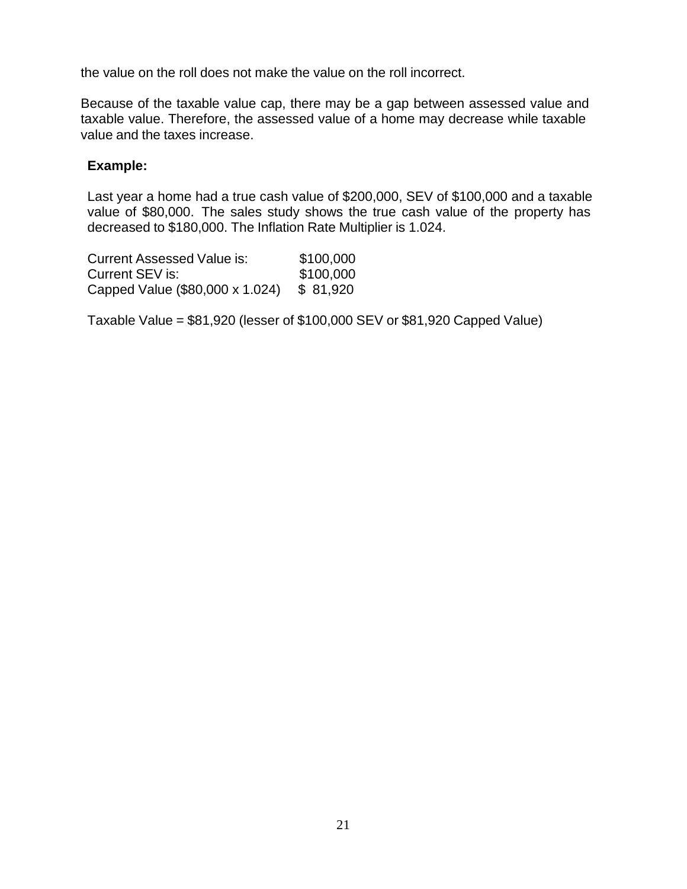the value on the roll does not make the value on the roll incorrect.

Because of the taxable value cap, there may be a gap between assessed value and taxable value. Therefore, the assessed value of a home may decrease while taxable value and the taxes increase.

**Example:**

Last year a home had a true cash value of $200,000, SEV of $100,000 and a taxable value of $80,000. The sales study shows the true cash value of the property has decreased to $180,000. The Inflation Rate Multiplier is 1.024.

| | |
|---|---|
| Current Assessed Value is: | $100,000 |
| Current SEV is: | $100,000 |
| Capped Value ($80,000 x 1.024) | $ 81,920 |

Taxable Value = $81,920 (lesser of $100,000 SEV or $81,920 Capped Value)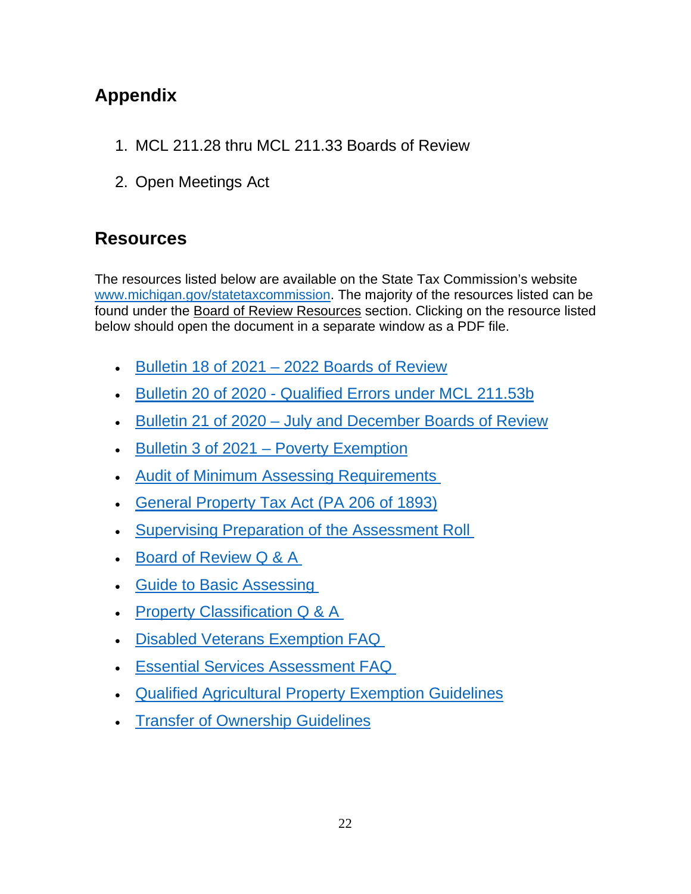## Appendix

1. MCL 211.28 thru MCL 211.33 Boards of Review
2. Open Meetings Act

## Resources

The resources listed below are available on the State Tax Commission's website www.michigan.gov/statetaxcommission. The majority of the resources listed can be found under the Board of Review Resources section. Clicking on the resource listed below should open the document in a separate window as a PDF file.

- Bulletin 18 of 2021 – 2022 Boards of Review
- Bulletin 20 of 2020 - Qualified Errors under MCL 211.53b
- Bulletin 21 of 2020 – July and December Boards of Review
- Bulletin 3 of 2021 – Poverty Exemption
- Audit of Minimum Assessing Requirements
- General Property Tax Act (PA 206 of 1893)
- Supervising Preparation of the Assessment Roll
- Board of Review Q & A
- Guide to Basic Assessing
- Property Classification Q & A
- Disabled Veterans Exemption FAQ
- Essential Services Assessment FAQ
- Qualified Agricultural Property Exemption Guidelines
- Transfer of Ownership Guidelines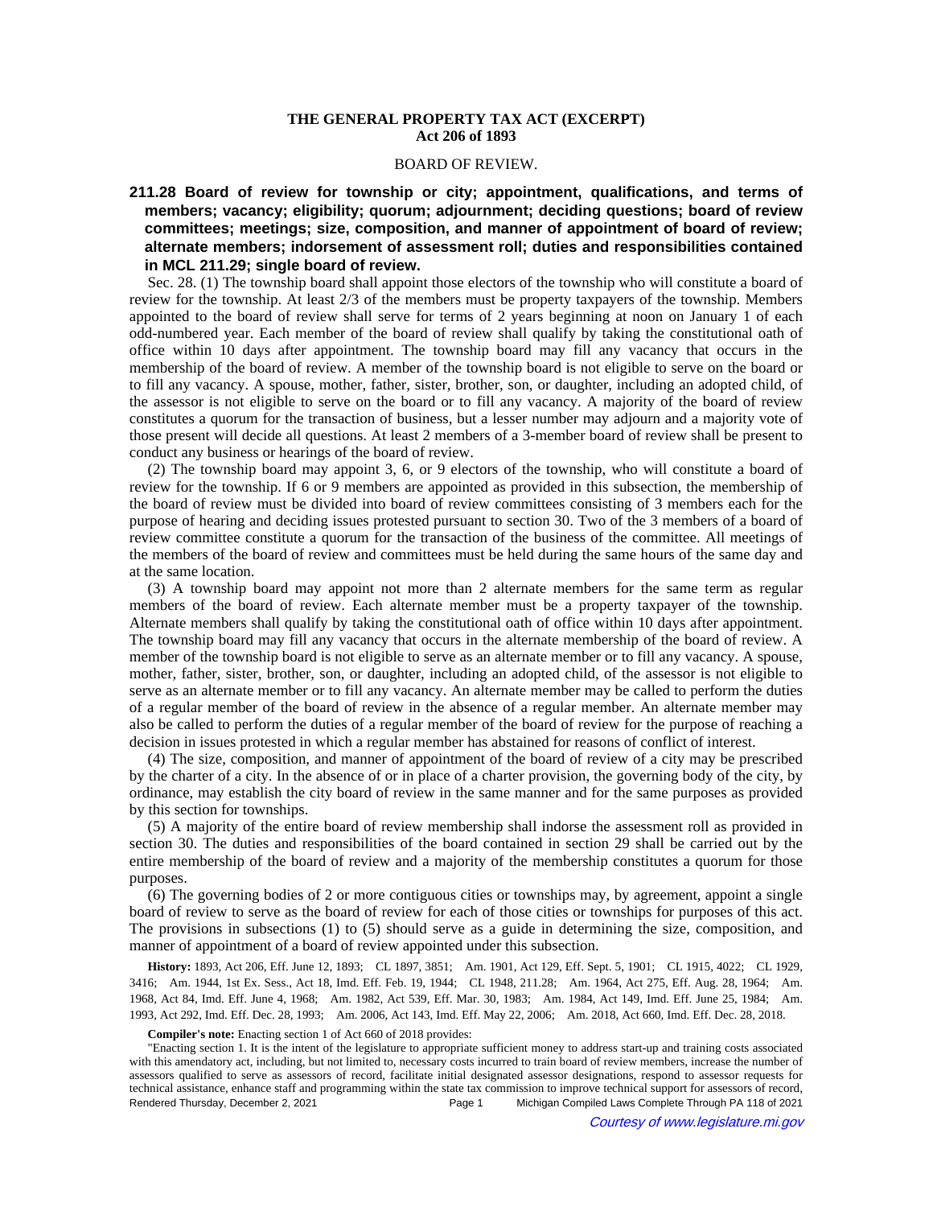# THE GENERAL PROPERTY TAX ACT (EXCERPT)
## Act 206 of 1893

### BOARD OF REVIEW.

### 211.28 Board of review for township or city; appointment, qualifications, and terms of members; vacancy; eligibility; quorum; adjournment; deciding questions; board of review committees; meetings; size, composition, and manner of appointment of board of review; alternate members; indorsement of assessment roll; duties and responsibilities contained in MCL 211.29; single board of review.

Sec. 28. (1) The township board shall appoint those electors of the township who will constitute a board of review for the township. At least 2/3 of the members must be property taxpayers of the township. Members appointed to the board of review shall serve for terms of 2 years beginning at noon on January 1 of each odd-numbered year. Each member of the board of review shall qualify by taking the constitutional oath of office within 10 days after appointment. The township board may fill any vacancy that occurs in the membership of the board of review. A member of the township board is not eligible to serve on the board or to fill any vacancy. A spouse, mother, father, sister, brother, son, or daughter, including an adopted child, of the assessor is not eligible to serve on the board or to fill any vacancy. A majority of the board of review constitutes a quorum for the transaction of business, but a lesser number may adjourn and a majority vote of those present will decide all questions. At least 2 members of a 3-member board of review shall be present to conduct any business or hearings of the board of review.

(2) The township board may appoint 3, 6, or 9 electors of the township, who will constitute a board of review for the township. If 6 or 9 members are appointed as provided in this subsection, the membership of the board of review must be divided into board of review committees consisting of 3 members each for the purpose of hearing and deciding issues protested pursuant to section 30. Two of the 3 members of a board of review committee constitute a quorum for the transaction of the business of the committee. All meetings of the members of the board of review and committees must be held during the same hours of the same day and at the same location.

(3) A township board may appoint not more than 2 alternate members for the same term as regular members of the board of review. Each alternate member must be a property taxpayer of the township. Alternate members shall qualify by taking the constitutional oath of office within 10 days after appointment. The township board may fill any vacancy that occurs in the alternate membership of the board of review. A member of the township board is not eligible to serve as an alternate member or to fill any vacancy. A spouse, mother, father, sister, brother, son, or daughter, including an adopted child, of the assessor is not eligible to serve as an alternate member or to fill any vacancy. An alternate member may be called to perform the duties of a regular member of the board of review in the absence of a regular member. An alternate member may also be called to perform the duties of a regular member of the board of review for the purpose of reaching a decision in issues protested in which a regular member has abstained for reasons of conflict of interest.

(4) The size, composition, and manner of appointment of the board of review of a city may be prescribed by the charter of a city. In the absence of or in place of a charter provision, the governing body of the city, by ordinance, may establish the city board of review in the same manner and for the same purposes as provided by this section for townships.

(5) A majority of the entire board of review membership shall indorse the assessment roll as provided in section 30. The duties and responsibilities of the board contained in section 29 shall be carried out by the entire membership of the board of review and a majority of the membership constitutes a quorum for those purposes.

(6) The governing bodies of 2 or more contiguous cities or townships may, by agreement, appoint a single board of review to serve as the board of review for each of those cities or townships for purposes of this act. The provisions in subsections (1) to (5) should serve as a guide in determining the size, composition, and manner of appointment of a board of review appointed under this subsection.

**History:** 1893, Act 206, Eff. June 12, 1893;—CL 1897, 3851;—Am. 1901, Act 129, Eff. Sept. 5, 1901;—CL 1915, 4022;—CL 1929, 3416;—Am. 1944, 1st Ex. Sess., Act 18, Imd. Eff. Feb. 19, 1944;—CL 1948, 211.28;—Am. 1964, Act 275, Eff. Aug. 28, 1964;—Am. 1968, Act 84, Imd. Eff. June 4, 1968;—Am. 1982, Act 539, Eff. Mar. 30, 1983;—Am. 1984, Act 149, Imd. Eff. June 25, 1984;—Am. 1993, Act 292, Imd. Eff. Dec. 28, 1993;—Am. 2006, Act 143, Imd. Eff. May 22, 2006;—Am. 2018, Act 660, Imd. Eff. Dec. 28, 2018.

**Compiler's note:** Enacting section 1 of Act 660 of 2018 provides:

"Enacting section 1. It is the intent of the legislature to appropriate sufficient money to address start-up and training costs associated with this amendatory act, including, but not limited to, necessary costs incurred to train board of review members, increase the number of assessors qualified to serve as assessors of record, facilitate initial designated assessor designations, respond to assessor requests for technical assistance, enhance staff and programming within the state tax commission to improve technical support for assessors of record,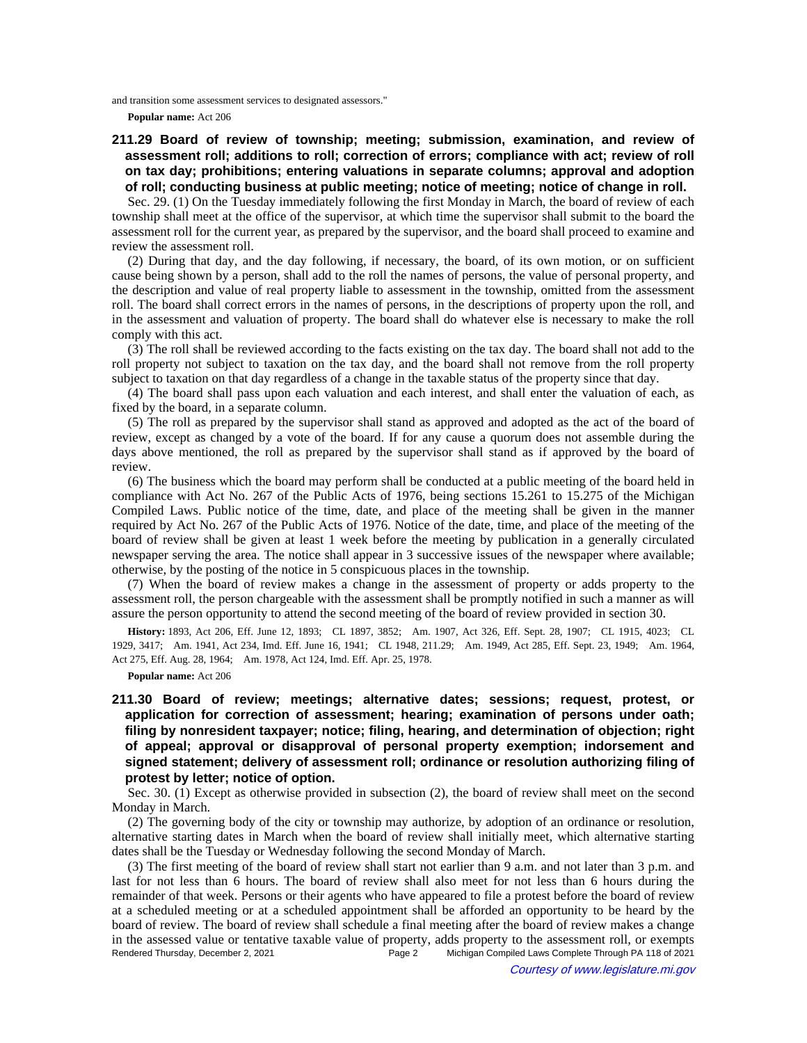and transition some assessment services to designated assessors."

**Popular name:** Act 206

### 211.29 Board of review of township; meeting; submission, examination, and review of assessment roll; additions to roll; correction of errors; compliance with act; review of roll on tax day; prohibitions; entering valuations in separate columns; approval and adoption of roll; conducting business at public meeting; notice of meeting; notice of change in roll.

Sec. 29. (1) On the Tuesday immediately following the first Monday in March, the board of review of each township shall meet at the office of the supervisor, at which time the supervisor shall submit to the board the assessment roll for the current year, as prepared by the supervisor, and the board shall proceed to examine and review the assessment roll.

(2) During that day, and the day following, if necessary, the board, of its own motion, or on sufficient cause being shown by a person, shall add to the roll the names of persons, the value of personal property, and the description and value of real property liable to assessment in the township, omitted from the assessment roll. The board shall correct errors in the names of persons, in the descriptions of property upon the roll, and in the assessment and valuation of property. The board shall do whatever else is necessary to make the roll comply with this act.

(3) The roll shall be reviewed according to the facts existing on the tax day. The board shall not add to the roll property not subject to taxation on the tax day, and the board shall not remove from the roll property subject to taxation on that day regardless of a change in the taxable status of the property since that day.

(4) The board shall pass upon each valuation and each interest, and shall enter the valuation of each, as fixed by the board, in a separate column.

(5) The roll as prepared by the supervisor shall stand as approved and adopted as the act of the board of review, except as changed by a vote of the board. If for any cause a quorum does not assemble during the days above mentioned, the roll as prepared by the supervisor shall stand as if approved by the board of review.

(6) The business which the board may perform shall be conducted at a public meeting of the board held in compliance with Act No. 267 of the Public Acts of 1976, being sections 15.261 to 15.275 of the Michigan Compiled Laws. Public notice of the time, date, and place of the meeting shall be given in the manner required by Act No. 267 of the Public Acts of 1976. Notice of the date, time, and place of the meeting of the board of review shall be given at least 1 week before the meeting by publication in a generally circulated newspaper serving the area. The notice shall appear in 3 successive issues of the newspaper where available; otherwise, by the posting of the notice in 5 conspicuous places in the township.

(7) When the board of review makes a change in the assessment of property or adds property to the assessment roll, the person chargeable with the assessment shall be promptly notified in such a manner as will assure the person opportunity to attend the second meeting of the board of review provided in section 30.

**History:** 1893, Act 206, Eff. June 12, 1893; CL 1897, 3852; Am. 1907, Act 326, Eff. Sept. 28, 1907; CL 1915, 4023; CL 1929, 3417; Am. 1941, Act 234, Imd. Eff. June 16, 1941; CL 1948, 211.29; Am. 1949, Act 285, Eff. Sept. 23, 1949; Am. 1964, Act 275, Eff. Aug. 28, 1964; Am. 1978, Act 124, Imd. Eff. Apr. 25, 1978.

**Popular name:** Act 206

### 211.30 Board of review; meetings; alternative dates; sessions; request, protest, or application for correction of assessment; hearing; examination of persons under oath; filing by nonresident taxpayer; notice; filing, hearing, and determination of objection; right of appeal; approval or disapproval of personal property exemption; indorsement and signed statement; delivery of assessment roll; ordinance or resolution authorizing filing of protest by letter; notice of option.

Sec. 30. (1) Except as otherwise provided in subsection (2), the board of review shall meet on the second Monday in March.

(2) The governing body of the city or township may authorize, by adoption of an ordinance or resolution, alternative starting dates in March when the board of review shall initially meet, which alternative starting dates shall be the Tuesday or Wednesday following the second Monday of March.

(3) The first meeting of the board of review shall start not earlier than 9 a.m. and not later than 3 p.m. and last for not less than 6 hours. The board of review shall also meet for not less than 6 hours during the remainder of that week. Persons or their agents who have appeared to file a protest before the board of review at a scheduled meeting or at a scheduled appointment shall be afforded an opportunity to be heard by the board of review. The board of review shall schedule a final meeting after the board of review makes a change in the assessed value or tentative taxable value of property, adds property to the assessment roll, or exempts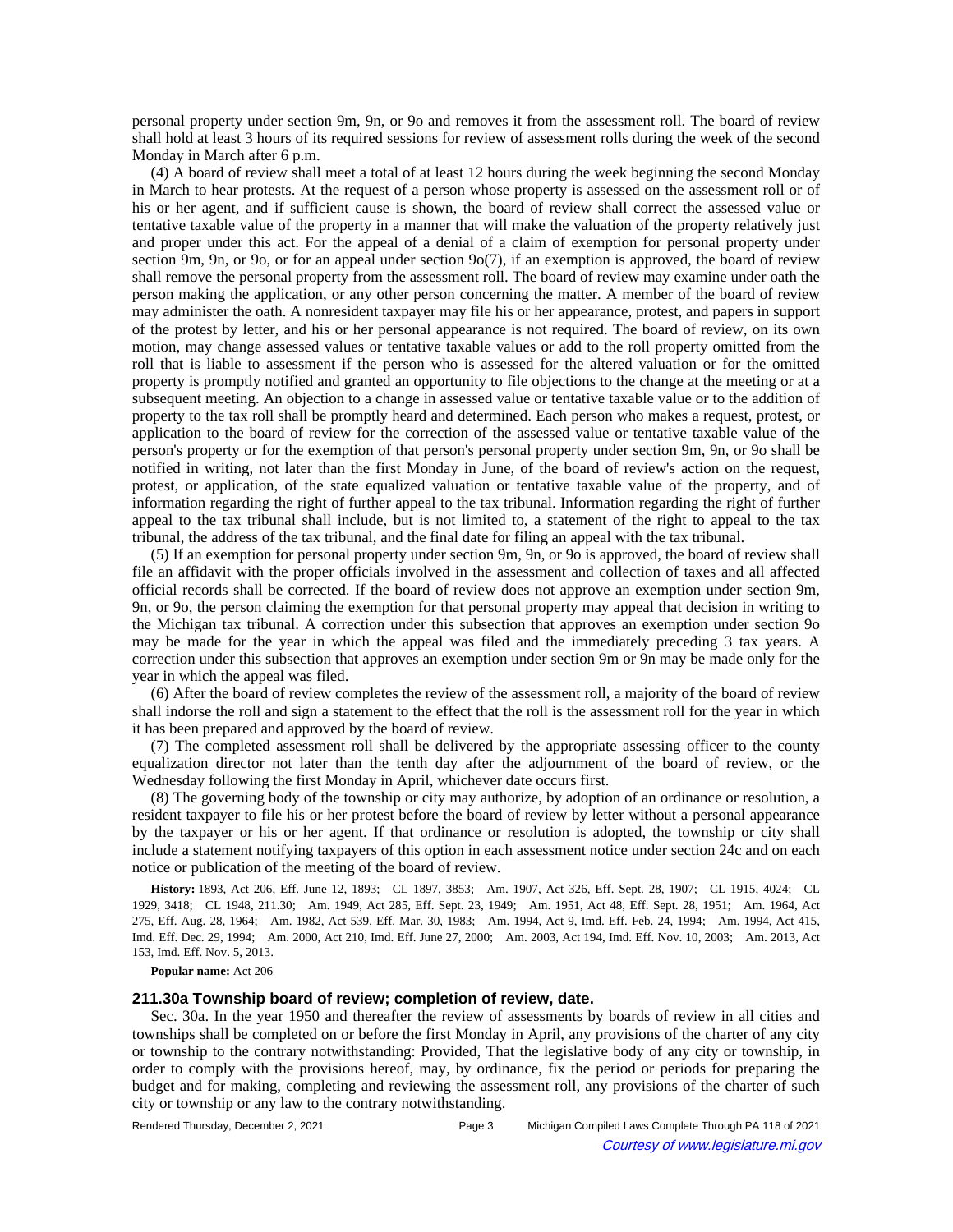personal property under section 9m, 9n, or 9o and removes it from the assessment roll. The board of review shall hold at least 3 hours of its required sessions for review of assessment rolls during the week of the second Monday in March after 6 p.m.

(4) A board of review shall meet a total of at least 12 hours during the week beginning the second Monday in March to hear protests. At the request of a person whose property is assessed on the assessment roll or of his or her agent, and if sufficient cause is shown, the board of review shall correct the assessed value or tentative taxable value of the property in a manner that will make the valuation of the property relatively just and proper under this act. For the appeal of a denial of a claim of exemption for personal property under section 9m, 9n, or 9o, or for an appeal under section 9o(7), if an exemption is approved, the board of review shall remove the personal property from the assessment roll. The board of review may examine under oath the person making the application, or any other person concerning the matter. A member of the board of review may administer the oath. A nonresident taxpayer may file his or her appearance, protest, and papers in support of the protest by letter, and his or her personal appearance is not required. The board of review, on its own motion, may change assessed values or tentative taxable values or add to the roll property omitted from the roll that is liable to assessment if the person who is assessed for the altered valuation or for the omitted property is promptly notified and granted an opportunity to file objections to the change at the meeting or at a subsequent meeting. An objection to a change in assessed value or tentative taxable value or to the addition of property to the tax roll shall be promptly heard and determined. Each person who makes a request, protest, or application to the board of review for the correction of the assessed value or tentative taxable value of the person's property or for the exemption of that person's personal property under section 9m, 9n, or 9o shall be notified in writing, not later than the first Monday in June, of the board of review's action on the request, protest, or application, of the state equalized valuation or tentative taxable value of the property, and of information regarding the right of further appeal to the tax tribunal. Information regarding the right of further appeal to the tax tribunal shall include, but is not limited to, a statement of the right to appeal to the tax tribunal, the address of the tax tribunal, and the final date for filing an appeal with the tax tribunal.

(5) If an exemption for personal property under section 9m, 9n, or 9o is approved, the board of review shall file an affidavit with the proper officials involved in the assessment and collection of taxes and all affected official records shall be corrected. If the board of review does not approve an exemption under section 9m, 9n, or 9o, the person claiming the exemption for that personal property may appeal that decision in writing to the Michigan tax tribunal. A correction under this subsection that approves an exemption under section 9o may be made for the year in which the appeal was filed and the immediately preceding 3 tax years. A correction under this subsection that approves an exemption under section 9m or 9n may be made only for the year in which the appeal was filed.

(6) After the board of review completes the review of the assessment roll, a majority of the board of review shall indorse the roll and sign a statement to the effect that the roll is the assessment roll for the year in which it has been prepared and approved by the board of review.

(7) The completed assessment roll shall be delivered by the appropriate assessing officer to the county equalization director not later than the tenth day after the adjournment of the board of review, or the Wednesday following the first Monday in April, whichever date occurs first.

(8) The governing body of the township or city may authorize, by adoption of an ordinance or resolution, a resident taxpayer to file his or her protest before the board of review by letter without a personal appearance by the taxpayer or his or her agent. If that ordinance or resolution is adopted, the township or city shall include a statement notifying taxpayers of this option in each assessment notice under section 24c and on each notice or publication of the meeting of the board of review.

**History:** 1893, Act 206, Eff. June 12, 1893; CL 1897, 3853; Am. 1907, Act 326, Eff. Sept. 28, 1907; CL 1915, 4024; CL 1929, 3418; CL 1948, 211.30; Am. 1949, Act 285, Eff. Sept. 23, 1949; Am. 1951, Act 48, Eff. Sept. 28, 1951; Am. 1964, Act 275, Eff. Aug. 28, 1964; Am. 1982, Act 539, Eff. Mar. 30, 1983; Am. 1994, Act 9, Imd. Eff. Feb. 24, 1994; Am. 1994, Act 415, Imd. Eff. Dec. 29, 1994; Am. 2000, Act 210, Imd. Eff. June 27, 2000; Am. 2003, Act 194, Imd. Eff. Nov. 10, 2003; Am. 2013, Act 153, Imd. Eff. Nov. 5, 2013.

**Popular name:** Act 206

### 211.30a Township board of review; completion of review, date.

Sec. 30a. In the year 1950 and thereafter the review of assessments by boards of review in all cities and townships shall be completed on or before the first Monday in April, any provisions of the charter of any city or township to the contrary notwithstanding: Provided, That the legislative body of any city or township, in order to comply with the provisions hereof, may, by ordinance, fix the period or periods for preparing the budget and for making, completing and reviewing the assessment roll, any provisions of the charter of such city or township or any law to the contrary notwithstanding.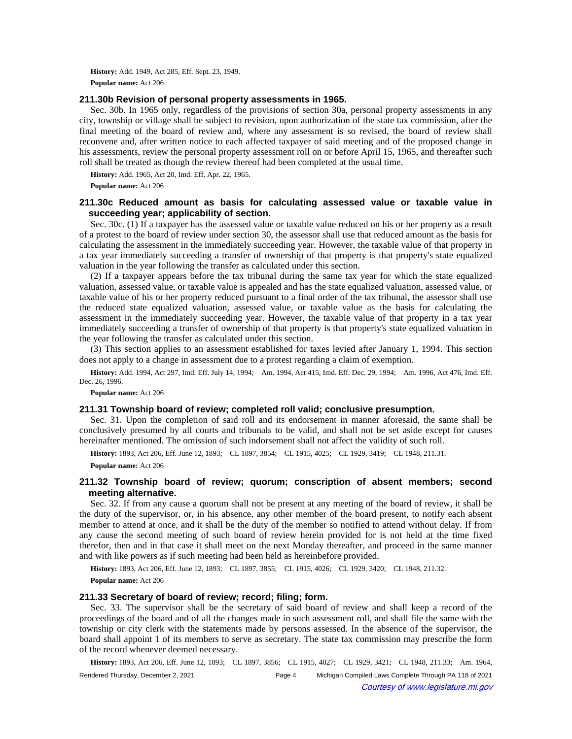**History:** Add. 1949, Act 285, Eff. Sept. 23, 1949.

**Popular name:** Act 206

### 211.30b Revision of personal property assessments in 1965.

Sec. 30b. In 1965 only, regardless of the provisions of section 30a, personal property assessments in any city, township or village shall be subject to revision, upon authorization of the state tax commission, after the final meeting of the board of review and, where any assessment is so revised, the board of review shall reconvene and, after written notice to each affected taxpayer of said meeting and of the proposed change in his assessments, review the personal property assessment roll on or before April 15, 1965, and thereafter such roll shall be treated as though the review thereof had been completed at the usual time.

**History:** Add. 1965, Act 20, Imd. Eff. Apr. 22, 1965.

**Popular name:** Act 206

### 211.30c Reduced amount as basis for calculating assessed value or taxable value in succeeding year; applicability of section.

Sec. 30c. (1) If a taxpayer has the assessed value or taxable value reduced on his or her property as a result of a protest to the board of review under section 30, the assessor shall use that reduced amount as the basis for calculating the assessment in the immediately succeeding year. However, the taxable value of that property in a tax year immediately succeeding a transfer of ownership of that property is that property's state equalized valuation in the year following the transfer as calculated under this section.

(2) If a taxpayer appears before the tax tribunal during the same tax year for which the state equalized valuation, assessed value, or taxable value is appealed and has the state equalized valuation, assessed value, or taxable value of his or her property reduced pursuant to a final order of the tax tribunal, the assessor shall use the reduced state equalized valuation, assessed value, or taxable value as the basis for calculating the assessment in the immediately succeeding year. However, the taxable value of that property in a tax year immediately succeeding a transfer of ownership of that property is that property's state equalized valuation in the year following the transfer as calculated under this section.

(3) This section applies to an assessment established for taxes levied after January 1, 1994. This section does not apply to a change in assessment due to a protest regarding a claim of exemption.

**History:** Add. 1994, Act 297, Imd. Eff. July 14, 1994; Am. 1994, Act 415, Imd. Eff. Dec. 29, 1994; Am. 1996, Act 476, Imd. Eff. Dec. 26, 1996.

**Popular name:** Act 206

### 211.31 Township board of review; completed roll valid; conclusive presumption.

Sec. 31. Upon the completion of said roll and its endorsement in manner aforesaid, the same shall be conclusively presumed by all courts and tribunals to be valid, and shall not be set aside except for causes hereinafter mentioned. The omission of such indorsement shall not affect the validity of such roll.

**History:** 1893, Act 206, Eff. June 12, 1893; CL 1897, 3854; CL 1915, 4025; CL 1929, 3419; CL 1948, 211.31.

**Popular name:** Act 206

### 211.32 Township board of review; quorum; conscription of absent members; second meeting alternative.

Sec. 32. If from any cause a quorum shall not be present at any meeting of the board of review, it shall be the duty of the supervisor, or, in his absence, any other member of the board present, to notify each absent member to attend at once, and it shall be the duty of the member so notified to attend without delay. If from any cause the second meeting of such board of review herein provided for is not held at the time fixed therefor, then and in that case it shall meet on the next Monday thereafter, and proceed in the same manner and with like powers as if such meeting had been held as hereinbefore provided.

**History:** 1893, Act 206, Eff. June 12, 1893; CL 1897, 3855; CL 1915, 4026; CL 1929, 3420; CL 1948, 211.32.

**Popular name:** Act 206

### 211.33 Secretary of board of review; record; filing; form.

Sec. 33. The supervisor shall be the secretary of said board of review and shall keep a record of the proceedings of the board and of all the changes made in such assessment roll, and shall file the same with the township or city clerk with the statements made by persons assessed. In the absence of the supervisor, the board shall appoint 1 of its members to serve as secretary. The state tax commission may prescribe the form of the record whenever deemed necessary.

**History:** 1893, Act 206, Eff. June 12, 1893; CL 1897, 3856; CL 1915, 4027; CL 1929, 3421; CL 1948, 211.33; Am. 1964,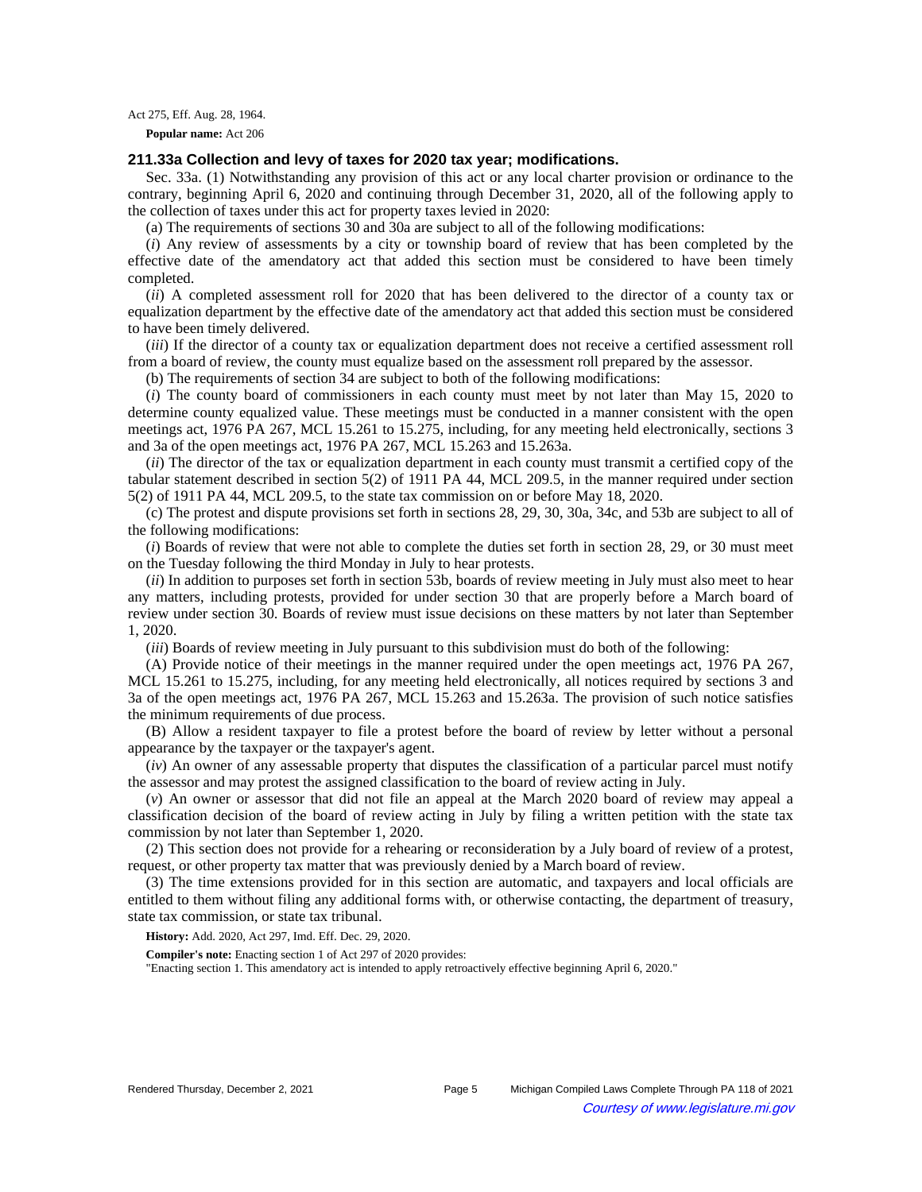Act 275, Eff. Aug. 28, 1964.

**Popular name:** Act 206

### 211.33a Collection and levy of taxes for 2020 tax year; modifications.

Sec. 33a. (1) Notwithstanding any provision of this act or any local charter provision or ordinance to the contrary, beginning April 6, 2020 and continuing through December 31, 2020, all of the following apply to the collection of taxes under this act for property taxes levied in 2020:

(a) The requirements of sections 30 and 30a are subject to all of the following modifications:

(*i*) Any review of assessments by a city or township board of review that has been completed by the effective date of the amendatory act that added this section must be considered to have been timely completed.

(*ii*) A completed assessment roll for 2020 that has been delivered to the director of a county tax or equalization department by the effective date of the amendatory act that added this section must be considered to have been timely delivered.

(*iii*) If the director of a county tax or equalization department does not receive a certified assessment roll from a board of review, the county must equalize based on the assessment roll prepared by the assessor.

(b) The requirements of section 34 are subject to both of the following modifications:

(*i*) The county board of commissioners in each county must meet by not later than May 15, 2020 to determine county equalized value. These meetings must be conducted in a manner consistent with the open meetings act, 1976 PA 267, MCL 15.261 to 15.275, including, for any meeting held electronically, sections 3 and 3a of the open meetings act, 1976 PA 267, MCL 15.263 and 15.263a.

(*ii*) The director of the tax or equalization department in each county must transmit a certified copy of the tabular statement described in section 5(2) of 1911 PA 44, MCL 209.5, in the manner required under section 5(2) of 1911 PA 44, MCL 209.5, to the state tax commission on or before May 18, 2020.

(c) The protest and dispute provisions set forth in sections 28, 29, 30, 30a, 34c, and 53b are subject to all of the following modifications:

(*i*) Boards of review that were not able to complete the duties set forth in section 28, 29, or 30 must meet on the Tuesday following the third Monday in July to hear protests.

(*ii*) In addition to purposes set forth in section 53b, boards of review meeting in July must also meet to hear any matters, including protests, provided for under section 30 that are properly before a March board of review under section 30. Boards of review must issue decisions on these matters by not later than September 1, 2020.

(*iii*) Boards of review meeting in July pursuant to this subdivision must do both of the following:

(A) Provide notice of their meetings in the manner required under the open meetings act, 1976 PA 267, MCL 15.261 to 15.275, including, for any meeting held electronically, all notices required by sections 3 and 3a of the open meetings act, 1976 PA 267, MCL 15.263 and 15.263a. The provision of such notice satisfies the minimum requirements of due process.

(B) Allow a resident taxpayer to file a protest before the board of review by letter without a personal appearance by the taxpayer or the taxpayer's agent.

(*iv*) An owner of any assessable property that disputes the classification of a particular parcel must notify the assessor and may protest the assigned classification to the board of review acting in July.

(*v*) An owner or assessor that did not file an appeal at the March 2020 board of review may appeal a classification decision of the board of review acting in July by filing a written petition with the state tax commission by not later than September 1, 2020.

(2) This section does not provide for a rehearing or reconsideration by a July board of review of a protest, request, or other property tax matter that was previously denied by a March board of review.

(3) The time extensions provided for in this section are automatic, and taxpayers and local officials are entitled to them without filing any additional forms with, or otherwise contacting, the department of treasury, state tax commission, or state tax tribunal.

**History:** Add. 2020, Act 297, Imd. Eff. Dec. 29, 2020.

**Compiler's note:** Enacting section 1 of Act 297 of 2020 provides:

"Enacting section 1. This amendatory act is intended to apply retroactively effective beginning April 6, 2020."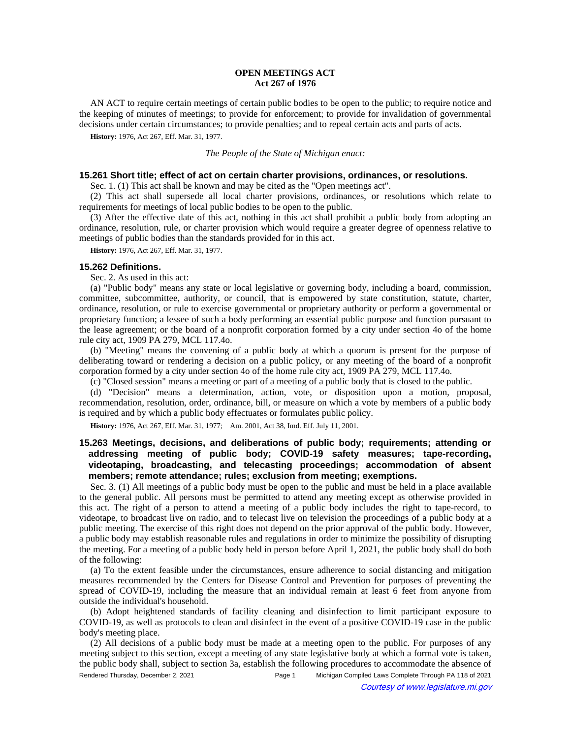**OPEN MEETINGS ACT**
**Act 267 of 1976**

AN ACT to require certain meetings of certain public bodies to be open to the public; to require notice and the keeping of minutes of meetings; to provide for enforcement; to provide for invalidation of governmental decisions under certain circumstances; to provide penalties; and to repeal certain acts and parts of acts.

**History:** 1976, Act 267, Eff. Mar. 31, 1977.

*The People of the State of Michigan enact:*

### 15.261 Short title; effect of act on certain charter provisions, ordinances, or resolutions.

Sec. 1. (1) This act shall be known and may be cited as the "Open meetings act".

(2) This act shall supersede all local charter provisions, ordinances, or resolutions which relate to requirements for meetings of local public bodies to be open to the public.

(3) After the effective date of this act, nothing in this act shall prohibit a public body from adopting an ordinance, resolution, rule, or charter provision which would require a greater degree of openness relative to meetings of public bodies than the standards provided for in this act.

**History:** 1976, Act 267, Eff. Mar. 31, 1977.

### 15.262 Definitions.

Sec. 2. As used in this act:

(a) "Public body" means any state or local legislative or governing body, including a board, commission, committee, subcommittee, authority, or council, that is empowered by state constitution, statute, charter, ordinance, resolution, or rule to exercise governmental or proprietary authority or perform a governmental or proprietary function; a lessee of such a body performing an essential public purpose and function pursuant to the lease agreement; or the board of a nonprofit corporation formed by a city under section 4o of the home rule city act, 1909 PA 279, MCL 117.4o.

(b) "Meeting" means the convening of a public body at which a quorum is present for the purpose of deliberating toward or rendering a decision on a public policy, or any meeting of the board of a nonprofit corporation formed by a city under section 4o of the home rule city act, 1909 PA 279, MCL 117.4o.

(c) "Closed session" means a meeting or part of a meeting of a public body that is closed to the public.

(d) "Decision" means a determination, action, vote, or disposition upon a motion, proposal, recommendation, resolution, order, ordinance, bill, or measure on which a vote by members of a public body is required and by which a public body effectuates or formulates public policy.

**History:** 1976, Act 267, Eff. Mar. 31, 1977; Am. 2001, Act 38, Imd. Eff. July 11, 2001.

### 15.263 Meetings, decisions, and deliberations of public body; requirements; attending or addressing meeting of public body; COVID-19 safety measures; tape-recording, videotaping, broadcasting, and telecasting proceedings; accommodation of absent members; remote attendance; rules; exclusion from meeting; exemptions.

Sec. 3. (1) All meetings of a public body must be open to the public and must be held in a place available to the general public. All persons must be permitted to attend any meeting except as otherwise provided in this act. The right of a person to attend a meeting of a public body includes the right to tape-record, to videotape, to broadcast live on radio, and to telecast live on television the proceedings of a public body at a public meeting. The exercise of this right does not depend on the prior approval of the public body. However, a public body may establish reasonable rules and regulations in order to minimize the possibility of disrupting the meeting. For a meeting of a public body held in person before April 1, 2021, the public body shall do both of the following:

(a) To the extent feasible under the circumstances, ensure adherence to social distancing and mitigation measures recommended by the Centers for Disease Control and Prevention for purposes of preventing the spread of COVID-19, including the measure that an individual remain at least 6 feet from anyone from outside the individual's household.

(b) Adopt heightened standards of facility cleaning and disinfection to limit participant exposure to COVID-19, as well as protocols to clean and disinfect in the event of a positive COVID-19 case in the public body's meeting place.

(2) All decisions of a public body must be made at a meeting open to the public. For purposes of any meeting subject to this section, except a meeting of any state legislative body at which a formal vote is taken, the public body shall, subject to section 3a, establish the following procedures to accommodate the absence of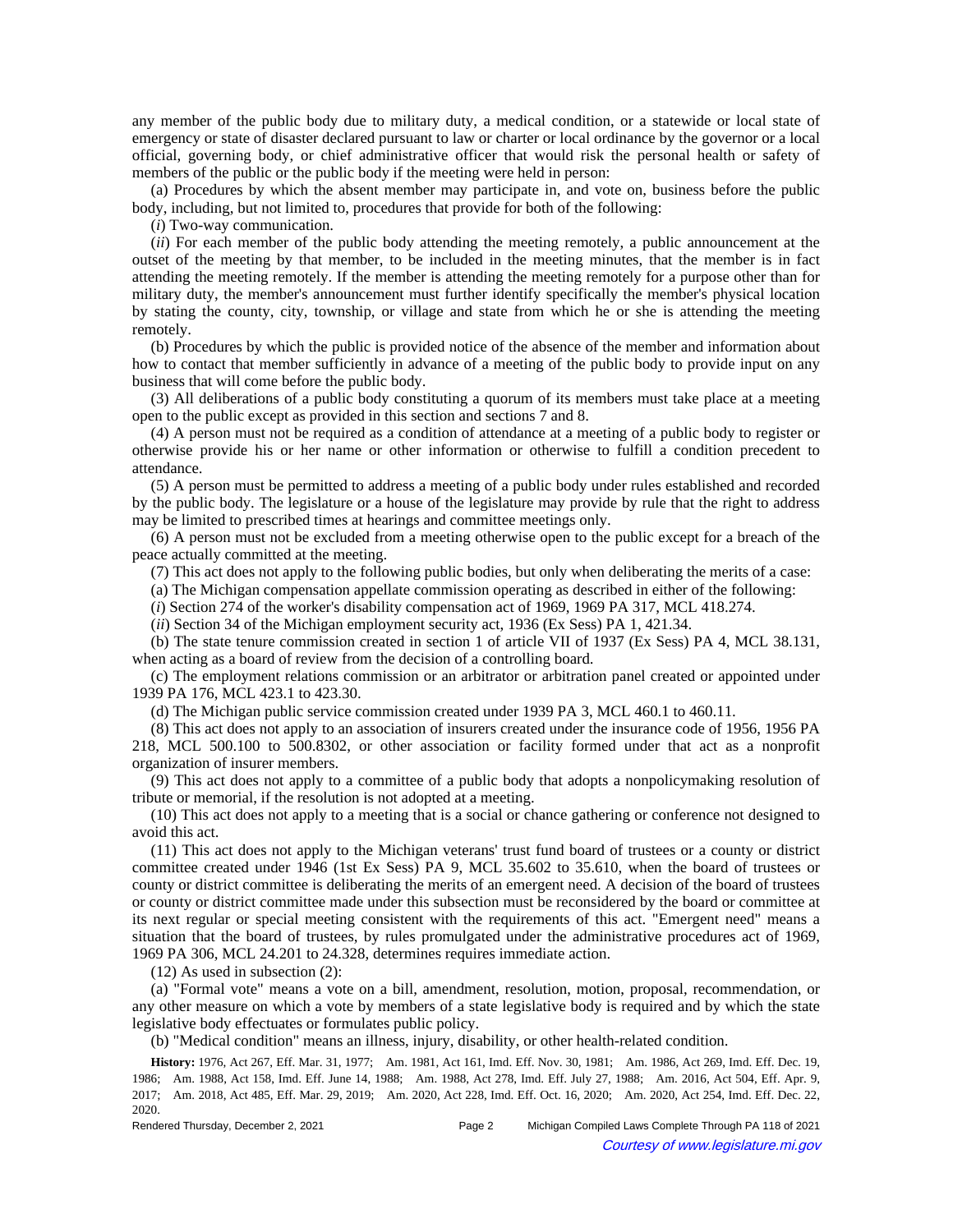any member of the public body due to military duty, a medical condition, or a statewide or local state of emergency or state of disaster declared pursuant to law or charter or local ordinance by the governor or a local official, governing body, or chief administrative officer that would risk the personal health or safety of members of the public or the public body if the meeting were held in person:

(a) Procedures by which the absent member may participate in, and vote on, business before the public body, including, but not limited to, procedures that provide for both of the following:

(*i*) Two-way communication.

(*ii*) For each member of the public body attending the meeting remotely, a public announcement at the outset of the meeting by that member, to be included in the meeting minutes, that the member is in fact attending the meeting remotely. If the member is attending the meeting remotely for a purpose other than for military duty, the member's announcement must further identify specifically the member's physical location by stating the county, city, township, or village and state from which he or she is attending the meeting remotely.

(b) Procedures by which the public is provided notice of the absence of the member and information about how to contact that member sufficiently in advance of a meeting of the public body to provide input on any business that will come before the public body.

(3) All deliberations of a public body constituting a quorum of its members must take place at a meeting open to the public except as provided in this section and sections 7 and 8.

(4) A person must not be required as a condition of attendance at a meeting of a public body to register or otherwise provide his or her name or other information or otherwise to fulfill a condition precedent to attendance.

(5) A person must be permitted to address a meeting of a public body under rules established and recorded by the public body. The legislature or a house of the legislature may provide by rule that the right to address may be limited to prescribed times at hearings and committee meetings only.

(6) A person must not be excluded from a meeting otherwise open to the public except for a breach of the peace actually committed at the meeting.

(7) This act does not apply to the following public bodies, but only when deliberating the merits of a case:

(a) The Michigan compensation appellate commission operating as described in either of the following:

(*i*) Section 274 of the worker's disability compensation act of 1969, 1969 PA 317, MCL 418.274.

(*ii*) Section 34 of the Michigan employment security act, 1936 (Ex Sess) PA 1, 421.34.

(b) The state tenure commission created in section 1 of article VII of 1937 (Ex Sess) PA 4, MCL 38.131, when acting as a board of review from the decision of a controlling board.

(c) The employment relations commission or an arbitrator or arbitration panel created or appointed under 1939 PA 176, MCL 423.1 to 423.30.

(d) The Michigan public service commission created under 1939 PA 3, MCL 460.1 to 460.11.

(8) This act does not apply to an association of insurers created under the insurance code of 1956, 1956 PA 218, MCL 500.100 to 500.8302, or other association or facility formed under that act as a nonprofit organization of insurer members.

(9) This act does not apply to a committee of a public body that adopts a nonpolicymaking resolution of tribute or memorial, if the resolution is not adopted at a meeting.

(10) This act does not apply to a meeting that is a social or chance gathering or conference not designed to avoid this act.

(11) This act does not apply to the Michigan veterans' trust fund board of trustees or a county or district committee created under 1946 (1st Ex Sess) PA 9, MCL 35.602 to 35.610, when the board of trustees or county or district committee is deliberating the merits of an emergent need. A decision of the board of trustees or county or district committee made under this subsection must be reconsidered by the board or committee at its next regular or special meeting consistent with the requirements of this act. "Emergent need" means a situation that the board of trustees, by rules promulgated under the administrative procedures act of 1969, 1969 PA 306, MCL 24.201 to 24.328, determines requires immediate action.

(12) As used in subsection (2):

(a) "Formal vote" means a vote on a bill, amendment, resolution, motion, proposal, recommendation, or any other measure on which a vote by members of a state legislative body is required and by which the state legislative body effectuates or formulates public policy.

(b) "Medical condition" means an illness, injury, disability, or other health-related condition.

**History:** 1976, Act 267, Eff. Mar. 31, 1977;—Am. 1981, Act 161, Imd. Eff. Nov. 30, 1981;—Am. 1986, Act 269, Imd. Eff. Dec. 19, 1986;—Am. 1988, Act 158, Imd. Eff. June 14, 1988;—Am. 1988, Act 278, Imd. Eff. July 27, 1988;—Am. 2016, Act 504, Eff. Apr. 9, 2017;—Am. 2018, Act 485, Eff. Mar. 29, 2019;—Am. 2020, Act 228, Imd. Eff. Oct. 16, 2020;—Am. 2020, Act 254, Imd. Eff. Dec. 22, 2020.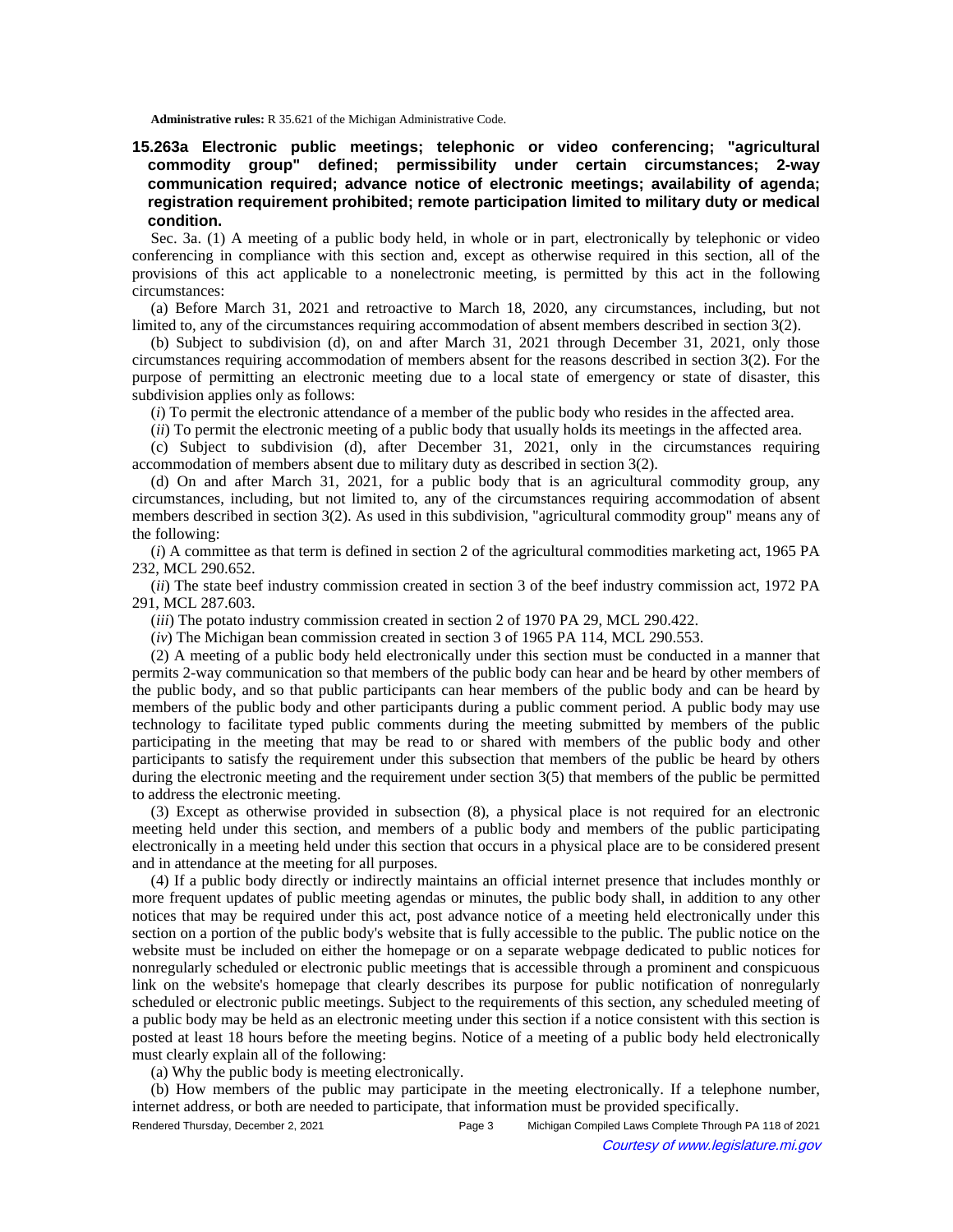**Administrative rules:** R 35.621 of the Michigan Administrative Code.

### 15.263a Electronic public meetings; telephonic or video conferencing; "agricultural commodity group" defined; permissibility under certain circumstances; 2-way communication required; advance notice of electronic meetings; availability of agenda; registration requirement prohibited; remote participation limited to military duty or medical condition.

Sec. 3a. (1) A meeting of a public body held, in whole or in part, electronically by telephonic or video conferencing in compliance with this section and, except as otherwise required in this section, all of the provisions of this act applicable to a nonelectronic meeting, is permitted by this act in the following circumstances:

(a) Before March 31, 2021 and retroactive to March 18, 2020, any circumstances, including, but not limited to, any of the circumstances requiring accommodation of absent members described in section 3(2).

(b) Subject to subdivision (d), on and after March 31, 2021 through December 31, 2021, only those circumstances requiring accommodation of members absent for the reasons described in section 3(2). For the purpose of permitting an electronic meeting due to a local state of emergency or state of disaster, this subdivision applies only as follows:

(*i*) To permit the electronic attendance of a member of the public body who resides in the affected area.

(*ii*) To permit the electronic meeting of a public body that usually holds its meetings in the affected area.

(c) Subject to subdivision (d), after December 31, 2021, only in the circumstances requiring accommodation of members absent due to military duty as described in section 3(2).

(d) On and after March 31, 2021, for a public body that is an agricultural commodity group, any circumstances, including, but not limited to, any of the circumstances requiring accommodation of absent members described in section 3(2). As used in this subdivision, "agricultural commodity group" means any of the following:

(*i*) A committee as that term is defined in section 2 of the agricultural commodities marketing act, 1965 PA 232, MCL 290.652.

(*ii*) The state beef industry commission created in section 3 of the beef industry commission act, 1972 PA 291, MCL 287.603.

(*iii*) The potato industry commission created in section 2 of 1970 PA 29, MCL 290.422.

(*iv*) The Michigan bean commission created in section 3 of 1965 PA 114, MCL 290.553.

(2) A meeting of a public body held electronically under this section must be conducted in a manner that permits 2-way communication so that members of the public body can hear and be heard by other members of the public body, and so that public participants can hear members of the public body and can be heard by members of the public body and other participants during a public comment period. A public body may use technology to facilitate typed public comments during the meeting submitted by members of the public participating in the meeting that may be read to or shared with members of the public body and other participants to satisfy the requirement under this subsection that members of the public be heard by others during the electronic meeting and the requirement under section 3(5) that members of the public be permitted to address the electronic meeting.

(3) Except as otherwise provided in subsection (8), a physical place is not required for an electronic meeting held under this section, and members of a public body and members of the public participating electronically in a meeting held under this section that occurs in a physical place are to be considered present and in attendance at the meeting for all purposes.

(4) If a public body directly or indirectly maintains an official internet presence that includes monthly or more frequent updates of public meeting agendas or minutes, the public body shall, in addition to any other notices that may be required under this act, post advance notice of a meeting held electronically under this section on a portion of the public body's website that is fully accessible to the public. The public notice on the website must be included on either the homepage or on a separate webpage dedicated to public notices for nonregularly scheduled or electronic public meetings that is accessible through a prominent and conspicuous link on the website's homepage that clearly describes its purpose for public notification of nonregularly scheduled or electronic public meetings. Subject to the requirements of this section, any scheduled meeting of a public body may be held as an electronic meeting under this section if a notice consistent with this section is posted at least 18 hours before the meeting begins. Notice of a meeting of a public body held electronically must clearly explain all of the following:

(a) Why the public body is meeting electronically.

(b) How members of the public may participate in the meeting electronically. If a telephone number, internet address, or both are needed to participate, that information must be provided specifically.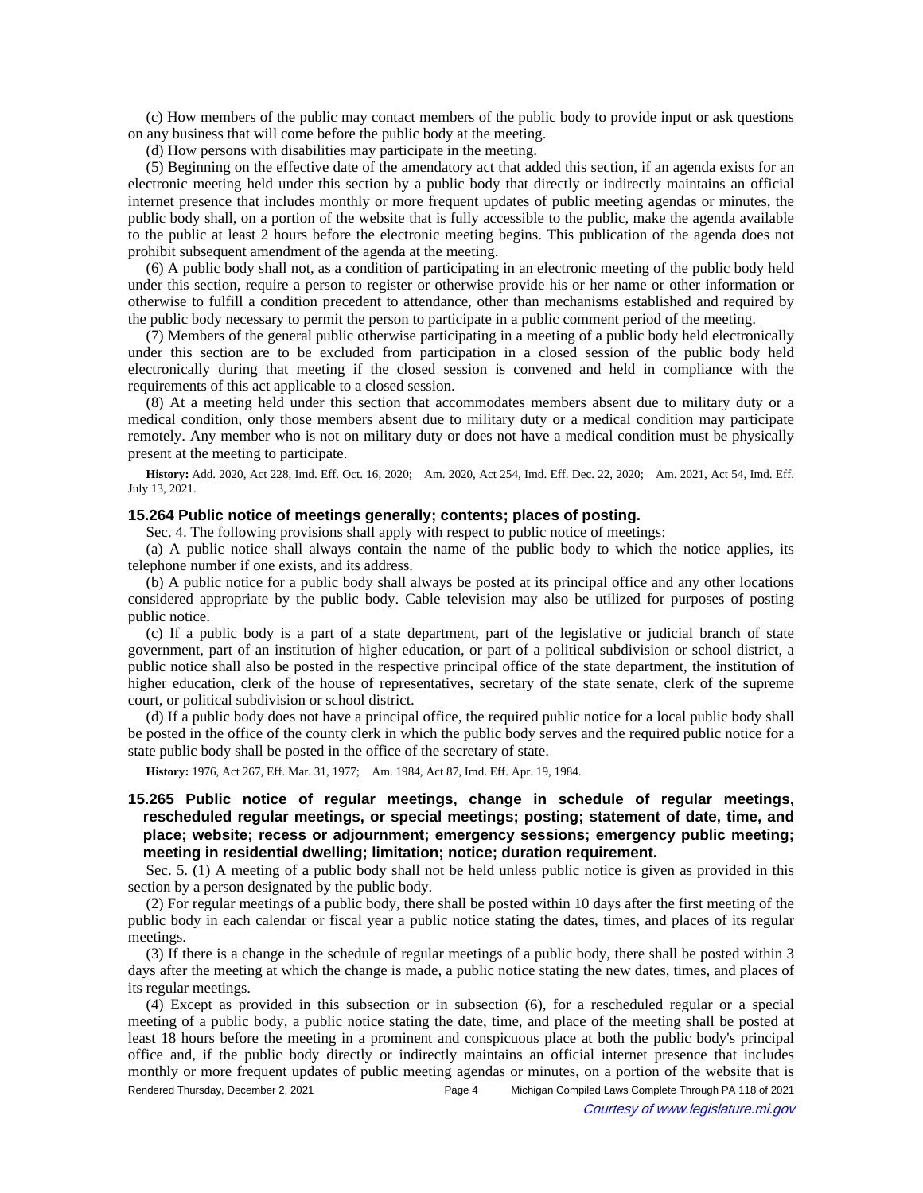(c) How members of the public may contact members of the public body to provide input or ask questions on any business that will come before the public body at the meeting.

(d) How persons with disabilities may participate in the meeting.

(5) Beginning on the effective date of the amendatory act that added this section, if an agenda exists for an electronic meeting held under this section by a public body that directly or indirectly maintains an official internet presence that includes monthly or more frequent updates of public meeting agendas or minutes, the public body shall, on a portion of the website that is fully accessible to the public, make the agenda available to the public at least 2 hours before the electronic meeting begins. This publication of the agenda does not prohibit subsequent amendment of the agenda at the meeting.

(6) A public body shall not, as a condition of participating in an electronic meeting of the public body held under this section, require a person to register or otherwise provide his or her name or other information or otherwise to fulfill a condition precedent to attendance, other than mechanisms established and required by the public body necessary to permit the person to participate in a public comment period of the meeting.

(7) Members of the general public otherwise participating in a meeting of a public body held electronically under this section are to be excluded from participation in a closed session of the public body held electronically during that meeting if the closed session is convened and held in compliance with the requirements of this act applicable to a closed session.

(8) At a meeting held under this section that accommodates members absent due to military duty or a medical condition, only those members absent due to military duty or a medical condition may participate remotely. Any member who is not on military duty or does not have a medical condition must be physically present at the meeting to participate.

**History:** Add. 2020, Act 228, Imd. Eff. Oct. 16, 2020; Am. 2020, Act 254, Imd. Eff. Dec. 22, 2020; Am. 2021, Act 54, Imd. Eff. July 13, 2021.

### 15.264 Public notice of meetings generally; contents; places of posting.

Sec. 4. The following provisions shall apply with respect to public notice of meetings:

(a) A public notice shall always contain the name of the public body to which the notice applies, its telephone number if one exists, and its address.

(b) A public notice for a public body shall always be posted at its principal office and any other locations considered appropriate by the public body. Cable television may also be utilized for purposes of posting public notice.

(c) If a public body is a part of a state department, part of the legislative or judicial branch of state government, part of an institution of higher education, or part of a political subdivision or school district, a public notice shall also be posted in the respective principal office of the state department, the institution of higher education, clerk of the house of representatives, secretary of the state senate, clerk of the supreme court, or political subdivision or school district.

(d) If a public body does not have a principal office, the required public notice for a local public body shall be posted in the office of the county clerk in which the public body serves and the required public notice for a state public body shall be posted in the office of the secretary of state.

**History:** 1976, Act 267, Eff. Mar. 31, 1977; Am. 1984, Act 87, Imd. Eff. Apr. 19, 1984.

### 15.265 Public notice of regular meetings, change in schedule of regular meetings, rescheduled regular meetings, or special meetings; posting; statement of date, time, and place; website; recess or adjournment; emergency sessions; emergency public meeting; meeting in residential dwelling; limitation; notice; duration requirement.

Sec. 5. (1) A meeting of a public body shall not be held unless public notice is given as provided in this section by a person designated by the public body.

(2) For regular meetings of a public body, there shall be posted within 10 days after the first meeting of the public body in each calendar or fiscal year a public notice stating the dates, times, and places of its regular meetings.

(3) If there is a change in the schedule of regular meetings of a public body, there shall be posted within 3 days after the meeting at which the change is made, a public notice stating the new dates, times, and places of its regular meetings.

(4) Except as provided in this subsection or in subsection (6), for a rescheduled regular or a special meeting of a public body, a public notice stating the date, time, and place of the meeting shall be posted at least 18 hours before the meeting in a prominent and conspicuous place at both the public body's principal office and, if the public body directly or indirectly maintains an official internet presence that includes monthly or more frequent updates of public meeting agendas or minutes, on a portion of the website that is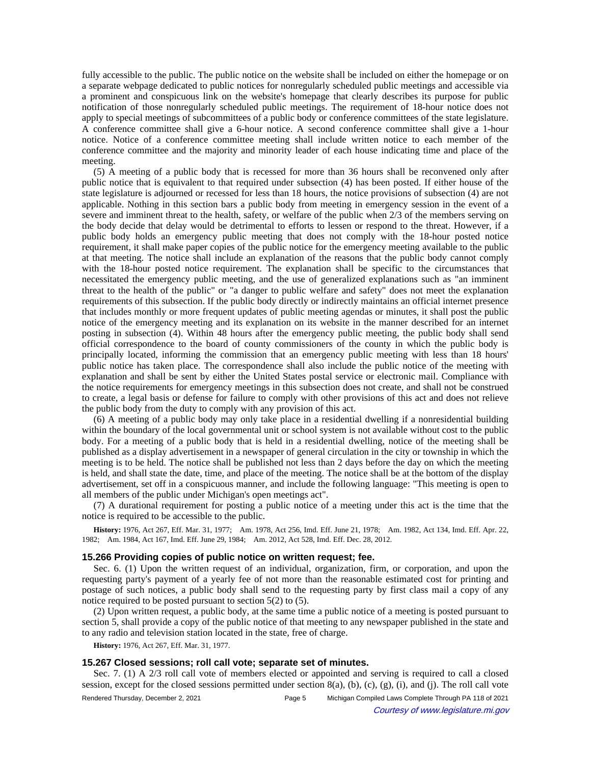fully accessible to the public. The public notice on the website shall be included on either the homepage or on a separate webpage dedicated to public notices for nonregularly scheduled public meetings and accessible via a prominent and conspicuous link on the website's homepage that clearly describes its purpose for public notification of those nonregularly scheduled public meetings. The requirement of 18-hour notice does not apply to special meetings of subcommittees of a public body or conference committees of the state legislature. A conference committee shall give a 6-hour notice. A second conference committee shall give a 1-hour notice. Notice of a conference committee meeting shall include written notice to each member of the conference committee and the majority and minority leader of each house indicating time and place of the meeting.

(5) A meeting of a public body that is recessed for more than 36 hours shall be reconvened only after public notice that is equivalent to that required under subsection (4) has been posted. If either house of the state legislature is adjourned or recessed for less than 18 hours, the notice provisions of subsection (4) are not applicable. Nothing in this section bars a public body from meeting in emergency session in the event of a severe and imminent threat to the health, safety, or welfare of the public when 2/3 of the members serving on the body decide that delay would be detrimental to efforts to lessen or respond to the threat. However, if a public body holds an emergency public meeting that does not comply with the 18-hour posted notice requirement, it shall make paper copies of the public notice for the emergency meeting available to the public at that meeting. The notice shall include an explanation of the reasons that the public body cannot comply with the 18-hour posted notice requirement. The explanation shall be specific to the circumstances that necessitated the emergency public meeting, and the use of generalized explanations such as "an imminent threat to the health of the public" or "a danger to public welfare and safety" does not meet the explanation requirements of this subsection. If the public body directly or indirectly maintains an official internet presence that includes monthly or more frequent updates of public meeting agendas or minutes, it shall post the public notice of the emergency meeting and its explanation on its website in the manner described for an internet posting in subsection (4). Within 48 hours after the emergency public meeting, the public body shall send official correspondence to the board of county commissioners of the county in which the public body is principally located, informing the commission that an emergency public meeting with less than 18 hours' public notice has taken place. The correspondence shall also include the public notice of the meeting with explanation and shall be sent by either the United States postal service or electronic mail. Compliance with the notice requirements for emergency meetings in this subsection does not create, and shall not be construed to create, a legal basis or defense for failure to comply with other provisions of this act and does not relieve the public body from the duty to comply with any provision of this act.

(6) A meeting of a public body may only take place in a residential dwelling if a nonresidential building within the boundary of the local governmental unit or school system is not available without cost to the public body. For a meeting of a public body that is held in a residential dwelling, notice of the meeting shall be published as a display advertisement in a newspaper of general circulation in the city or township in which the meeting is to be held. The notice shall be published not less than 2 days before the day on which the meeting is held, and shall state the date, time, and place of the meeting. The notice shall be at the bottom of the display advertisement, set off in a conspicuous manner, and include the following language: "This meeting is open to all members of the public under Michigan's open meetings act".

(7) A durational requirement for posting a public notice of a meeting under this act is the time that the notice is required to be accessible to the public.

**History:** 1976, Act 267, Eff. Mar. 31, 1977; Am. 1978, Act 256, Imd. Eff. June 21, 1978; Am. 1982, Act 134, Imd. Eff. Apr. 22, 1982; Am. 1984, Act 167, Imd. Eff. June 29, 1984; Am. 2012, Act 528, Imd. Eff. Dec. 28, 2012.

### 15.266 Providing copies of public notice on written request; fee.

Sec. 6. (1) Upon the written request of an individual, organization, firm, or corporation, and upon the requesting party's payment of a yearly fee of not more than the reasonable estimated cost for printing and postage of such notices, a public body shall send to the requesting party by first class mail a copy of any notice required to be posted pursuant to section 5(2) to (5).

(2) Upon written request, a public body, at the same time a public notice of a meeting is posted pursuant to section 5, shall provide a copy of the public notice of that meeting to any newspaper published in the state and to any radio and television station located in the state, free of charge.

**History:** 1976, Act 267, Eff. Mar. 31, 1977.

### 15.267 Closed sessions; roll call vote; separate set of minutes.

Sec. 7. (1) A 2/3 roll call vote of members elected or appointed and serving is required to call a closed session, except for the closed sessions permitted under section 8(a), (b), (c), (g), (i), and (j). The roll call vote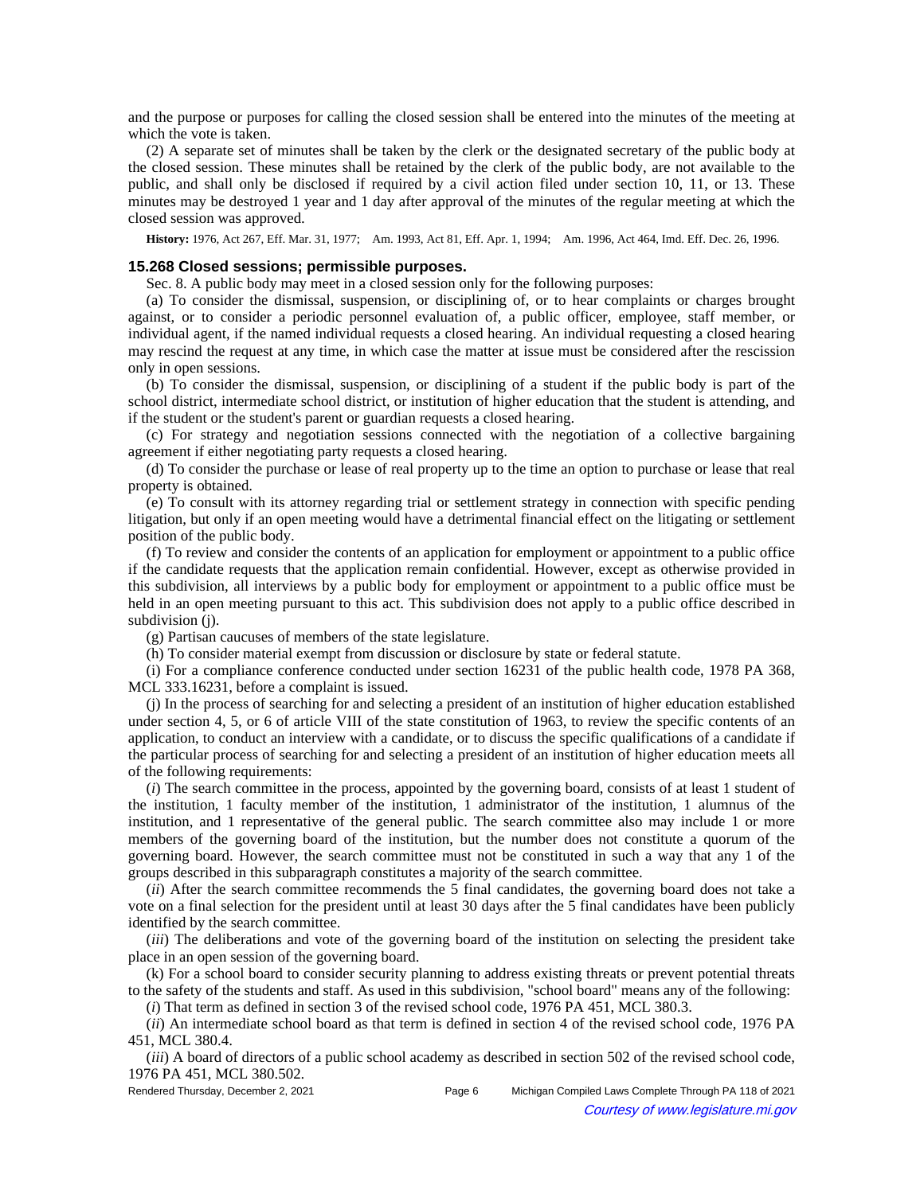and the purpose or purposes for calling the closed session shall be entered into the minutes of the meeting at which the vote is taken.

(2) A separate set of minutes shall be taken by the clerk or the designated secretary of the public body at the closed session. These minutes shall be retained by the clerk of the public body, are not available to the public, and shall only be disclosed if required by a civil action filed under section 10, 11, or 13. These minutes may be destroyed 1 year and 1 day after approval of the minutes of the regular meeting at which the closed session was approved.

**History:** 1976, Act 267, Eff. Mar. 31, 1977; Am. 1993, Act 81, Eff. Apr. 1, 1994; Am. 1996, Act 464, Imd. Eff. Dec. 26, 1996.

### 15.268 Closed sessions; permissible purposes.

Sec. 8. A public body may meet in a closed session only for the following purposes:

(a) To consider the dismissal, suspension, or disciplining of, or to hear complaints or charges brought against, or to consider a periodic personnel evaluation of, a public officer, employee, staff member, or individual agent, if the named individual requests a closed hearing. An individual requesting a closed hearing may rescind the request at any time, in which case the matter at issue must be considered after the rescission only in open sessions.

(b) To consider the dismissal, suspension, or disciplining of a student if the public body is part of the school district, intermediate school district, or institution of higher education that the student is attending, and if the student or the student's parent or guardian requests a closed hearing.

(c) For strategy and negotiation sessions connected with the negotiation of a collective bargaining agreement if either negotiating party requests a closed hearing.

(d) To consider the purchase or lease of real property up to the time an option to purchase or lease that real property is obtained.

(e) To consult with its attorney regarding trial or settlement strategy in connection with specific pending litigation, but only if an open meeting would have a detrimental financial effect on the litigating or settlement position of the public body.

(f) To review and consider the contents of an application for employment or appointment to a public office if the candidate requests that the application remain confidential. However, except as otherwise provided in this subdivision, all interviews by a public body for employment or appointment to a public office must be held in an open meeting pursuant to this act. This subdivision does not apply to a public office described in subdivision (j).

(g) Partisan caucuses of members of the state legislature.

(h) To consider material exempt from discussion or disclosure by state or federal statute.

(i) For a compliance conference conducted under section 16231 of the public health code, 1978 PA 368, MCL 333.16231, before a complaint is issued.

(j) In the process of searching for and selecting a president of an institution of higher education established under section 4, 5, or 6 of article VIII of the state constitution of 1963, to review the specific contents of an application, to conduct an interview with a candidate, or to discuss the specific qualifications of a candidate if the particular process of searching for and selecting a president of an institution of higher education meets all of the following requirements:

(*i*) The search committee in the process, appointed by the governing board, consists of at least 1 student of the institution, 1 faculty member of the institution, 1 administrator of the institution, 1 alumnus of the institution, and 1 representative of the general public. The search committee also may include 1 or more members of the governing board of the institution, but the number does not constitute a quorum of the governing board. However, the search committee must not be constituted in such a way that any 1 of the groups described in this subparagraph constitutes a majority of the search committee.

(*ii*) After the search committee recommends the 5 final candidates, the governing board does not take a vote on a final selection for the president until at least 30 days after the 5 final candidates have been publicly identified by the search committee.

(*iii*) The deliberations and vote of the governing board of the institution on selecting the president take place in an open session of the governing board.

(k) For a school board to consider security planning to address existing threats or prevent potential threats to the safety of the students and staff. As used in this subdivision, "school board" means any of the following:

(*i*) That term as defined in section 3 of the revised school code, 1976 PA 451, MCL 380.3.

(*ii*) An intermediate school board as that term is defined in section 4 of the revised school code, 1976 PA 451, MCL 380.4.

(*iii*) A board of directors of a public school academy as described in section 502 of the revised school code, 1976 PA 451, MCL 380.502.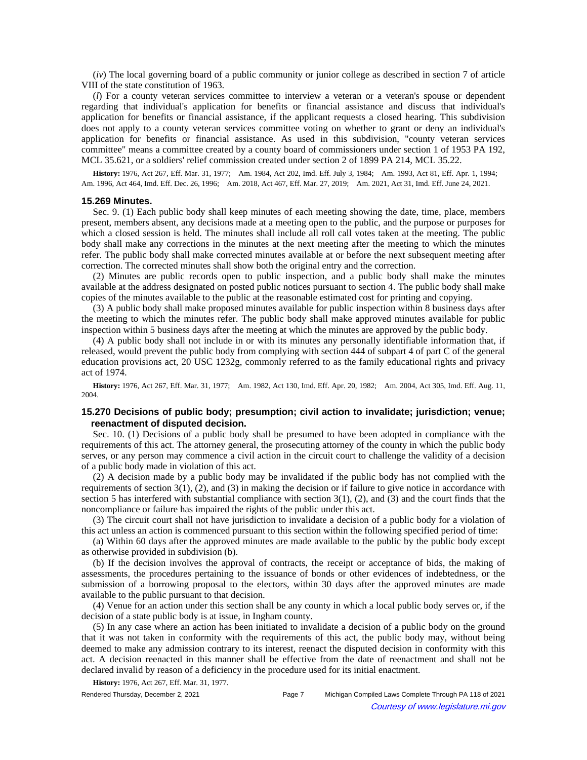(*iv*) The local governing board of a public community or junior college as described in section 7 of article VIII of the state constitution of 1963.

(*l*) For a county veteran services committee to interview a veteran or a veteran's spouse or dependent regarding that individual's application for benefits or financial assistance and discuss that individual's application for benefits or financial assistance, if the applicant requests a closed hearing. This subdivision does not apply to a county veteran services committee voting on whether to grant or deny an individual's application for benefits or financial assistance. As used in this subdivision, "county veteran services committee" means a committee created by a county board of commissioners under section 1 of 1953 PA 192, MCL 35.621, or a soldiers' relief commission created under section 2 of 1899 PA 214, MCL 35.22.

**History:** 1976, Act 267, Eff. Mar. 31, 1977;—Am. 1984, Act 202, Imd. Eff. July 3, 1984;—Am. 1993, Act 81, Eff. Apr. 1, 1994;—Am. 1996, Act 464, Imd. Eff. Dec. 26, 1996;—Am. 2018, Act 467, Eff. Mar. 27, 2019;—Am. 2021, Act 31, Imd. Eff. June 24, 2021.

### 15.269 Minutes.

Sec. 9. (1) Each public body shall keep minutes of each meeting showing the date, time, place, members present, members absent, any decisions made at a meeting open to the public, and the purpose or purposes for which a closed session is held. The minutes shall include all roll call votes taken at the meeting. The public body shall make any corrections in the minutes at the next meeting after the meeting to which the minutes refer. The public body shall make corrected minutes available at or before the next subsequent meeting after correction. The corrected minutes shall show both the original entry and the correction.

(2) Minutes are public records open to public inspection, and a public body shall make the minutes available at the address designated on posted public notices pursuant to section 4. The public body shall make copies of the minutes available to the public at the reasonable estimated cost for printing and copying.

(3) A public body shall make proposed minutes available for public inspection within 8 business days after the meeting to which the minutes refer. The public body shall make approved minutes available for public inspection within 5 business days after the meeting at which the minutes are approved by the public body.

(4) A public body shall not include in or with its minutes any personally identifiable information that, if released, would prevent the public body from complying with section 444 of subpart 4 of part C of the general education provisions act, 20 USC 1232g, commonly referred to as the family educational rights and privacy act of 1974.

**History:** 1976, Act 267, Eff. Mar. 31, 1977;—Am. 1982, Act 130, Imd. Eff. Apr. 20, 1982;—Am. 2004, Act 305, Imd. Eff. Aug. 11, 2004.

### 15.270 Decisions of public body; presumption; civil action to invalidate; jurisdiction; venue; reenactment of disputed decision.

Sec. 10. (1) Decisions of a public body shall be presumed to have been adopted in compliance with the requirements of this act. The attorney general, the prosecuting attorney of the county in which the public body serves, or any person may commence a civil action in the circuit court to challenge the validity of a decision of a public body made in violation of this act.

(2) A decision made by a public body may be invalidated if the public body has not complied with the requirements of section 3(1), (2), and (3) in making the decision or if failure to give notice in accordance with section 5 has interfered with substantial compliance with section 3(1), (2), and (3) and the court finds that the noncompliance or failure has impaired the rights of the public under this act.

(3) The circuit court shall not have jurisdiction to invalidate a decision of a public body for a violation of this act unless an action is commenced pursuant to this section within the following specified period of time:

(a) Within 60 days after the approved minutes are made available to the public by the public body except as otherwise provided in subdivision (b).

(b) If the decision involves the approval of contracts, the receipt or acceptance of bids, the making of assessments, the procedures pertaining to the issuance of bonds or other evidences of indebtedness, or the submission of a borrowing proposal to the electors, within 30 days after the approved minutes are made available to the public pursuant to that decision.

(4) Venue for an action under this section shall be any county in which a local public body serves or, if the decision of a state public body is at issue, in Ingham county.

(5) In any case where an action has been initiated to invalidate a decision of a public body on the ground that it was not taken in conformity with the requirements of this act, the public body may, without being deemed to make any admission contrary to its interest, reenact the disputed decision in conformity with this act. A decision reenacted in this manner shall be effective from the date of reenactment and shall not be declared invalid by reason of a deficiency in the procedure used for its initial enactment.

**History:** 1976, Act 267, Eff. Mar. 31, 1977.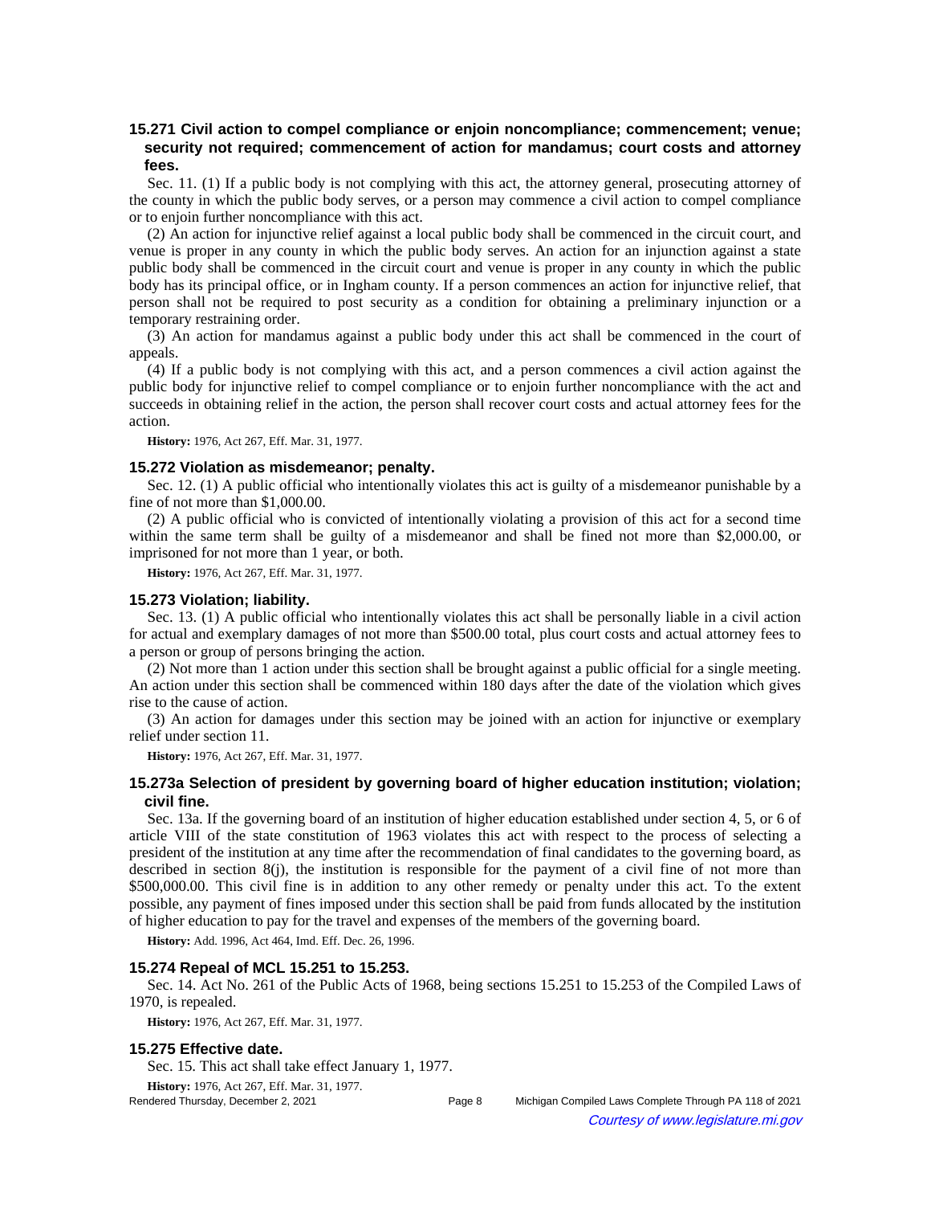### 15.271 Civil action to compel compliance or enjoin noncompliance; commencement; venue; security not required; commencement of action for mandamus; court costs and attorney fees.

Sec. 11. (1) If a public body is not complying with this act, the attorney general, prosecuting attorney of the county in which the public body serves, or a person may commence a civil action to compel compliance or to enjoin further noncompliance with this act.

(2) An action for injunctive relief against a local public body shall be commenced in the circuit court, and venue is proper in any county in which the public body serves. An action for an injunction against a state public body shall be commenced in the circuit court and venue is proper in any county in which the public body has its principal office, or in Ingham county. If a person commences an action for injunctive relief, that person shall not be required to post security as a condition for obtaining a preliminary injunction or a temporary restraining order.

(3) An action for mandamus against a public body under this act shall be commenced in the court of appeals.

(4) If a public body is not complying with this act, and a person commences a civil action against the public body for injunctive relief to compel compliance or to enjoin further noncompliance with the act and succeeds in obtaining relief in the action, the person shall recover court costs and actual attorney fees for the action.

**History:** 1976, Act 267, Eff. Mar. 31, 1977.

### 15.272 Violation as misdemeanor; penalty.

Sec. 12. (1) A public official who intentionally violates this act is guilty of a misdemeanor punishable by a fine of not more than $1,000.00.

(2) A public official who is convicted of intentionally violating a provision of this act for a second time within the same term shall be guilty of a misdemeanor and shall be fined not more than $2,000.00, or imprisoned for not more than 1 year, or both.

**History:** 1976, Act 267, Eff. Mar. 31, 1977.

### 15.273 Violation; liability.

Sec. 13. (1) A public official who intentionally violates this act shall be personally liable in a civil action for actual and exemplary damages of not more than $500.00 total, plus court costs and actual attorney fees to a person or group of persons bringing the action.

(2) Not more than 1 action under this section shall be brought against a public official for a single meeting. An action under this section shall be commenced within 180 days after the date of the violation which gives rise to the cause of action.

(3) An action for damages under this section may be joined with an action for injunctive or exemplary relief under section 11.

**History:** 1976, Act 267, Eff. Mar. 31, 1977.

### 15.273a Selection of president by governing board of higher education institution; violation; civil fine.

Sec. 13a. If the governing board of an institution of higher education established under section 4, 5, or 6 of article VIII of the state constitution of 1963 violates this act with respect to the process of selecting a president of the institution at any time after the recommendation of final candidates to the governing board, as described in section 8(j), the institution is responsible for the payment of a civil fine of not more than $500,000.00. This civil fine is in addition to any other remedy or penalty under this act. To the extent possible, any payment of fines imposed under this section shall be paid from funds allocated by the institution of higher education to pay for the travel and expenses of the members of the governing board.

**History:** Add. 1996, Act 464, Imd. Eff. Dec. 26, 1996.

### 15.274 Repeal of MCL 15.251 to 15.253.

Sec. 14. Act No. 261 of the Public Acts of 1968, being sections 15.251 to 15.253 of the Compiled Laws of 1970, is repealed.

**History:** 1976, Act 267, Eff. Mar. 31, 1977.

### 15.275 Effective date.

Sec. 15. This act shall take effect January 1, 1977.

**History:** 1976, Act 267, Eff. Mar. 31, 1977.